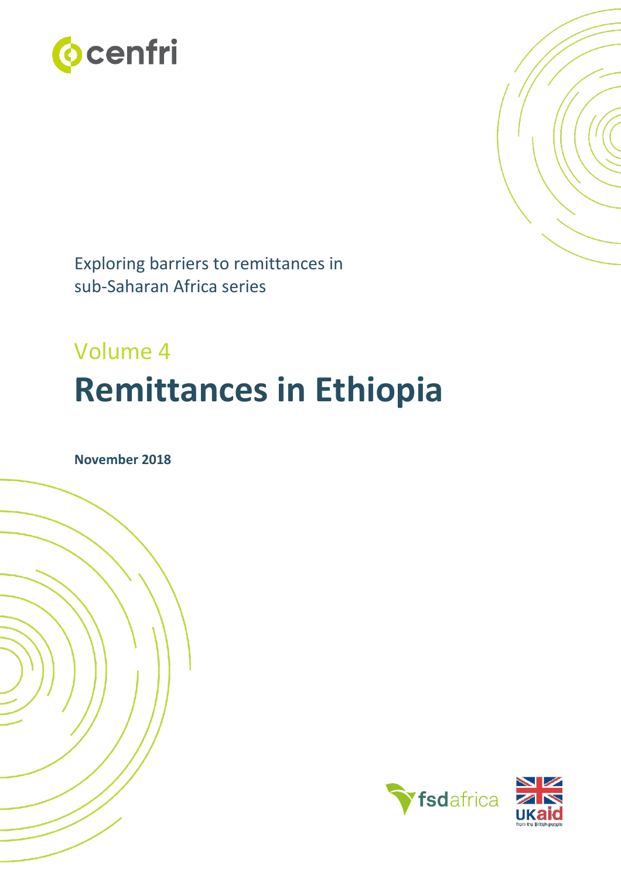cenfri

Exploring barriers to remittances in sub-Saharan Africa series

Volume 4

# Remittances in Ethiopia

**November 2018**

fsdafrica

UKaid from the British people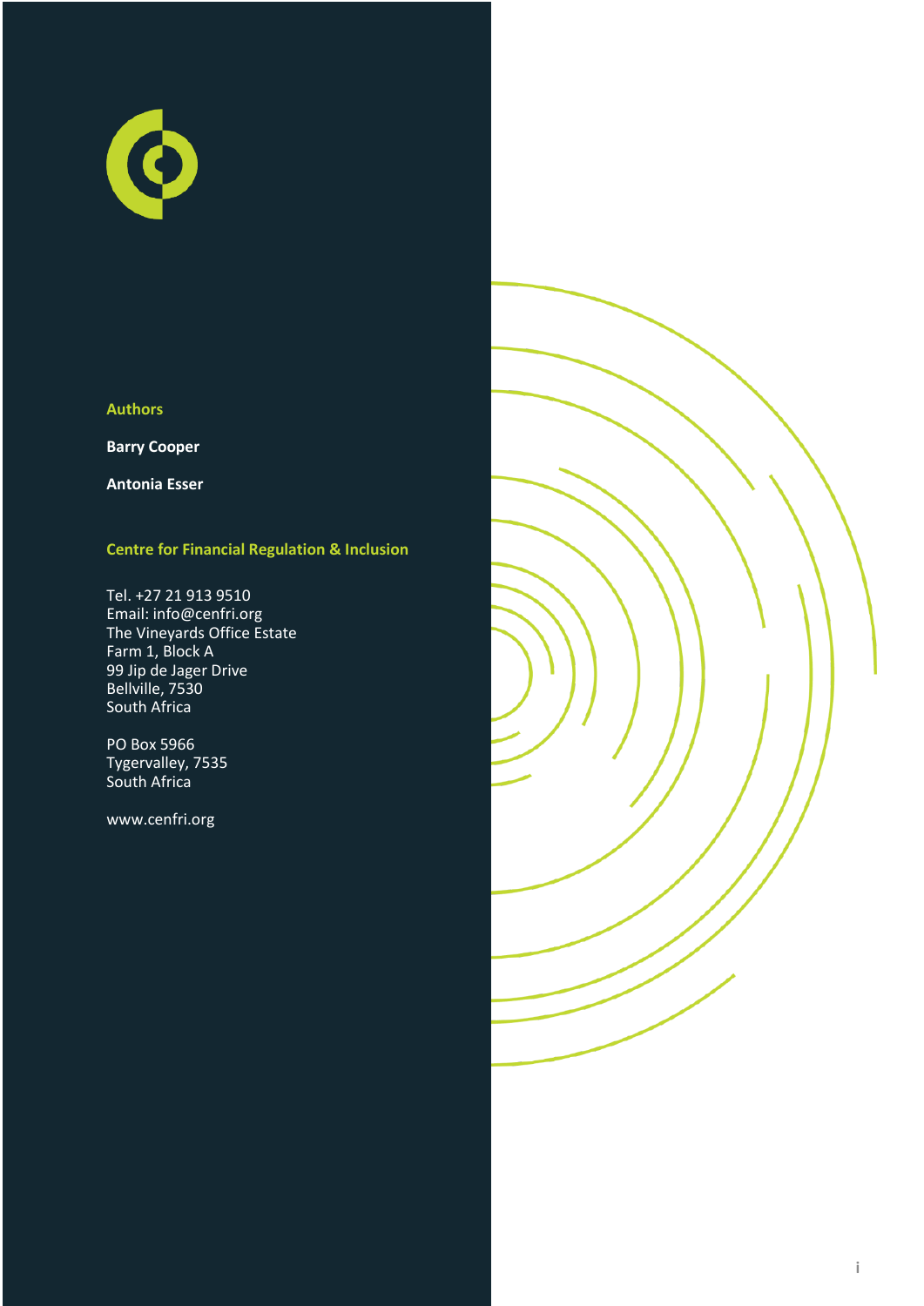**Authors**

**Barry Cooper**

**Antonia Esser**

**Centre for Financial Regulation & Inclusion**

Tel. +27 21 913 9510
Email: info@cenfri.org
The Vineyards Office Estate
Farm 1, Block A
99 Jip de Jager Drive
Bellville, 7530
South Africa

PO Box 5966
Tygervalley, 7535
South Africa

www.cenfri.org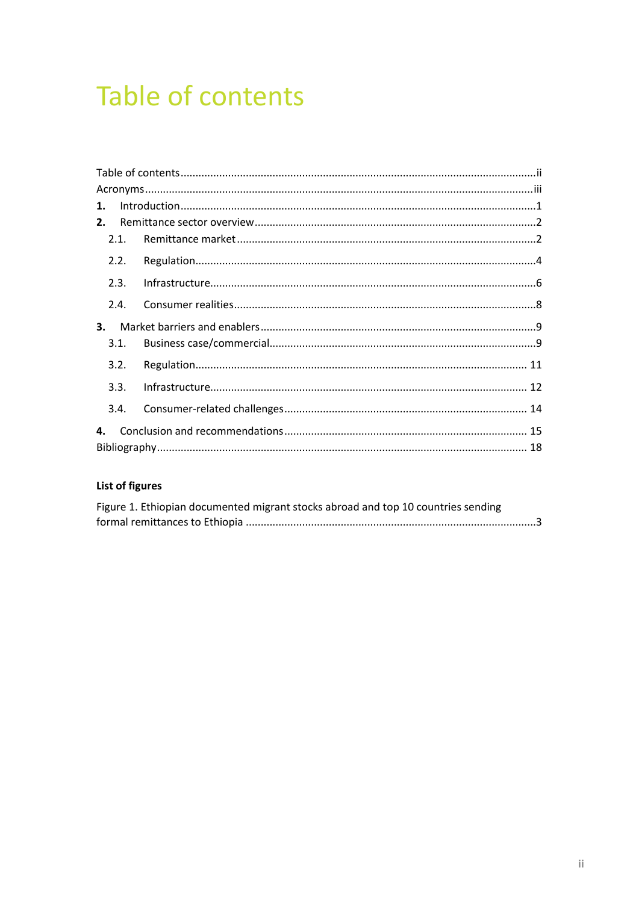# Table of contents

Table of contents ........................................................................................................ii
Acronyms ...................................................................................................................iii
**1.** Introduction ...........................................................................................................1
**2.** Remittance sector overview ...................................................................................2
  2.1. Remittance market ..............................................................................................2
  2.2. Regulation ...........................................................................................................4
  2.3. Infrastructure .......................................................................................................6
  2.4. Consumer realities ...............................................................................................8
**3.** Market barriers and enablers ..................................................................................9
  3.1. Business case/commercial ...................................................................................9
  3.2. Regulation .........................................................................................................11
  3.3. Infrastructure .....................................................................................................12
  3.4. Consumer-related challenges ............................................................................14
**4.** Conclusion and recommendations .......................................................................15
Bibliography ..............................................................................................................18

**List of figures**

Figure 1. Ethiopian documented migrant stocks abroad and top 10 countries sending formal remittances to Ethiopia .......................................................................................3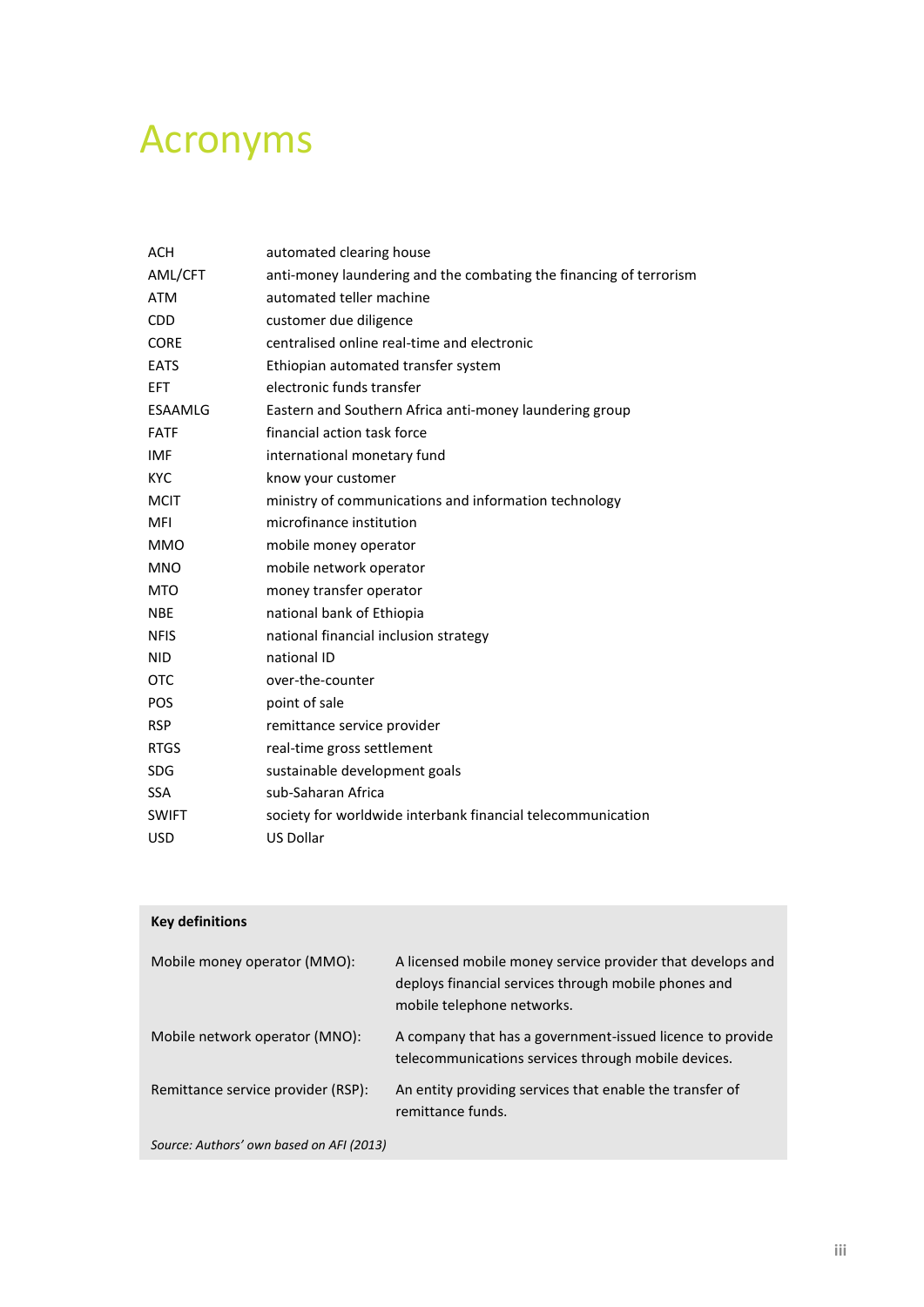# Acronyms

| | |
|---|---|
| ACH | automated clearing house |
| AML/CFT | anti-money laundering and the combating the financing of terrorism |
| ATM | automated teller machine |
| CDD | customer due diligence |
| CORE | centralised online real-time and electronic |
| EATS | Ethiopian automated transfer system |
| EFT | electronic funds transfer |
| ESAAMLG | Eastern and Southern Africa anti-money laundering group |
| FATF | financial action task force |
| IMF | international monetary fund |
| KYC | know your customer |
| MCIT | ministry of communications and information technology |
| MFI | microfinance institution |
| MMO | mobile money operator |
| MNO | mobile network operator |
| MTO | money transfer operator |
| NBE | national bank of Ethiopia |
| NFIS | national financial inclusion strategy |
| NID | national ID |
| OTC | over-the-counter |
| POS | point of sale |
| RSP | remittance service provider |
| RTGS | real-time gross settlement |
| SDG | sustainable development goals |
| SSA | sub-Saharan Africa |
| SWIFT | society for worldwide interbank financial telecommunication |
| USD | US Dollar |

**Key definitions**

| | |
|---|---|
| Mobile money operator (MMO): | A licensed mobile money service provider that develops and deploys financial services through mobile phones and mobile telephone networks. |
| Mobile network operator (MNO): | A company that has a government-issued licence to provide telecommunications services through mobile devices. |
| Remittance service provider (RSP): | An entity providing services that enable the transfer of remittance funds. |

*Source: Authors' own based on AFI (2013)*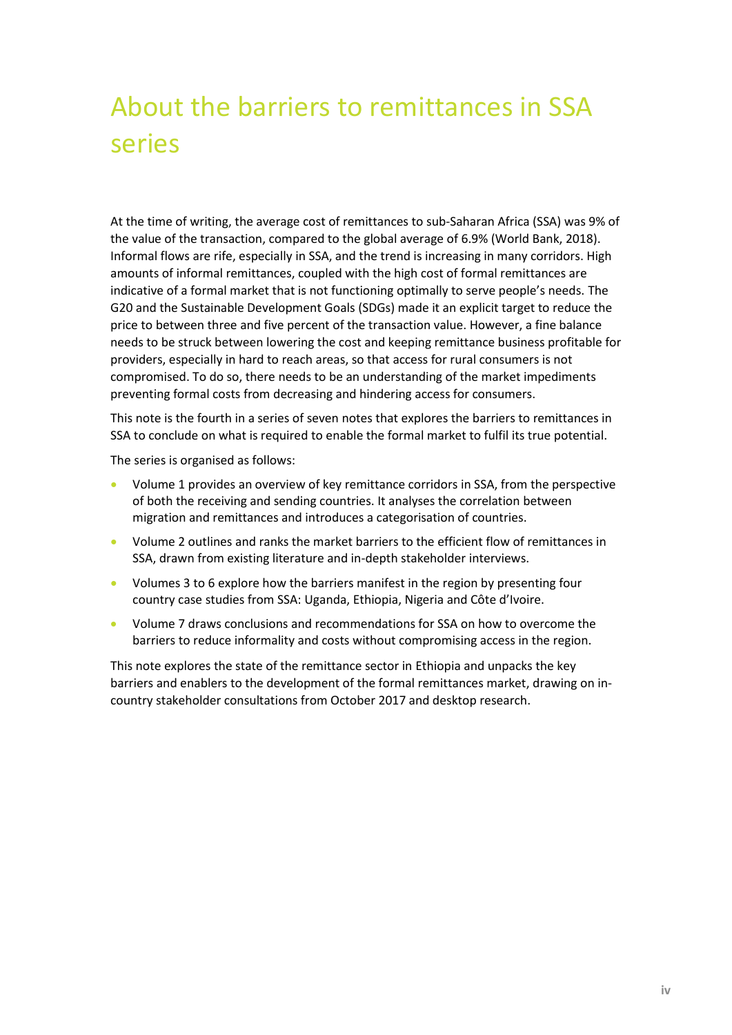# About the barriers to remittances in SSA series

At the time of writing, the average cost of remittances to sub-Saharan Africa (SSA) was 9% of the value of the transaction, compared to the global average of 6.9% (World Bank, 2018). Informal flows are rife, especially in SSA, and the trend is increasing in many corridors. High amounts of informal remittances, coupled with the high cost of formal remittances are indicative of a formal market that is not functioning optimally to serve people's needs. The G20 and the Sustainable Development Goals (SDGs) made it an explicit target to reduce the price to between three and five percent of the transaction value. However, a fine balance needs to be struck between lowering the cost and keeping remittance business profitable for providers, especially in hard to reach areas, so that access for rural consumers is not compromised. To do so, there needs to be an understanding of the market impediments preventing formal costs from decreasing and hindering access for consumers.

This note is the fourth in a series of seven notes that explores the barriers to remittances in SSA to conclude on what is required to enable the formal market to fulfil its true potential.

The series is organised as follows:

- Volume 1 provides an overview of key remittance corridors in SSA, from the perspective of both the receiving and sending countries. It analyses the correlation between migration and remittances and introduces a categorisation of countries.
- Volume 2 outlines and ranks the market barriers to the efficient flow of remittances in SSA, drawn from existing literature and in-depth stakeholder interviews.
- Volumes 3 to 6 explore how the barriers manifest in the region by presenting four country case studies from SSA: Uganda, Ethiopia, Nigeria and Côte d'Ivoire.
- Volume 7 draws conclusions and recommendations for SSA on how to overcome the barriers to reduce informality and costs without compromising access in the region.

This note explores the state of the remittance sector in Ethiopia and unpacks the key barriers and enablers to the development of the formal remittances market, drawing on in-country stakeholder consultations from October 2017 and desktop research.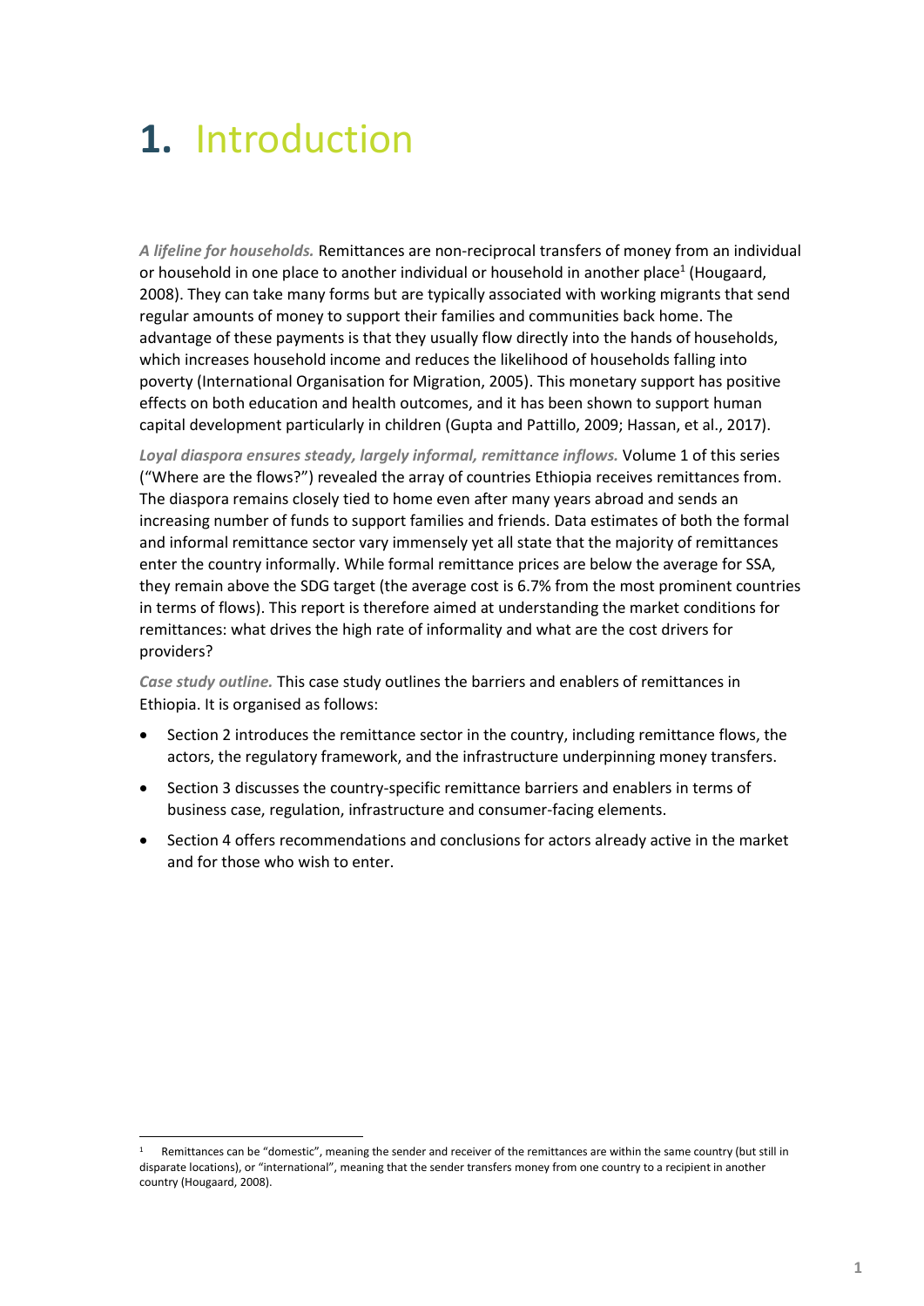# 1. Introduction

***A lifeline for households.*** Remittances are non-reciprocal transfers of money from an individual or household in one place to another individual or household in another place[1] (Hougaard, 2008). They can take many forms but are typically associated with working migrants that send regular amounts of money to support their families and communities back home. The advantage of these payments is that they usually flow directly into the hands of households, which increases household income and reduces the likelihood of households falling into poverty (International Organisation for Migration, 2005). This monetary support has positive effects on both education and health outcomes, and it has been shown to support human capital development particularly in children (Gupta and Pattillo, 2009; Hassan, et al., 2017).

***Loyal diaspora ensures steady, largely informal, remittance inflows.*** Volume 1 of this series ("Where are the flows?") revealed the array of countries Ethiopia receives remittances from. The diaspora remains closely tied to home even after many years abroad and sends an increasing number of funds to support families and friends. Data estimates of both the formal and informal remittance sector vary immensely yet all state that the majority of remittances enter the country informally. While formal remittance prices are below the average for SSA, they remain above the SDG target (the average cost is 6.7% from the most prominent countries in terms of flows). This report is therefore aimed at understanding the market conditions for remittances: what drives the high rate of informality and what are the cost drivers for providers?

***Case study outline.*** This case study outlines the barriers and enablers of remittances in Ethiopia. It is organised as follows:

- Section 2 introduces the remittance sector in the country, including remittance flows, the actors, the regulatory framework, and the infrastructure underpinning money transfers.
- Section 3 discusses the country-specific remittance barriers and enablers in terms of business case, regulation, infrastructure and consumer-facing elements.
- Section 4 offers recommendations and conclusions for actors already active in the market and for those who wish to enter.

[1] Remittances can be "domestic", meaning the sender and receiver of the remittances are within the same country (but still in disparate locations), or "international", meaning that the sender transfers money from one country to a recipient in another country (Hougaard, 2008).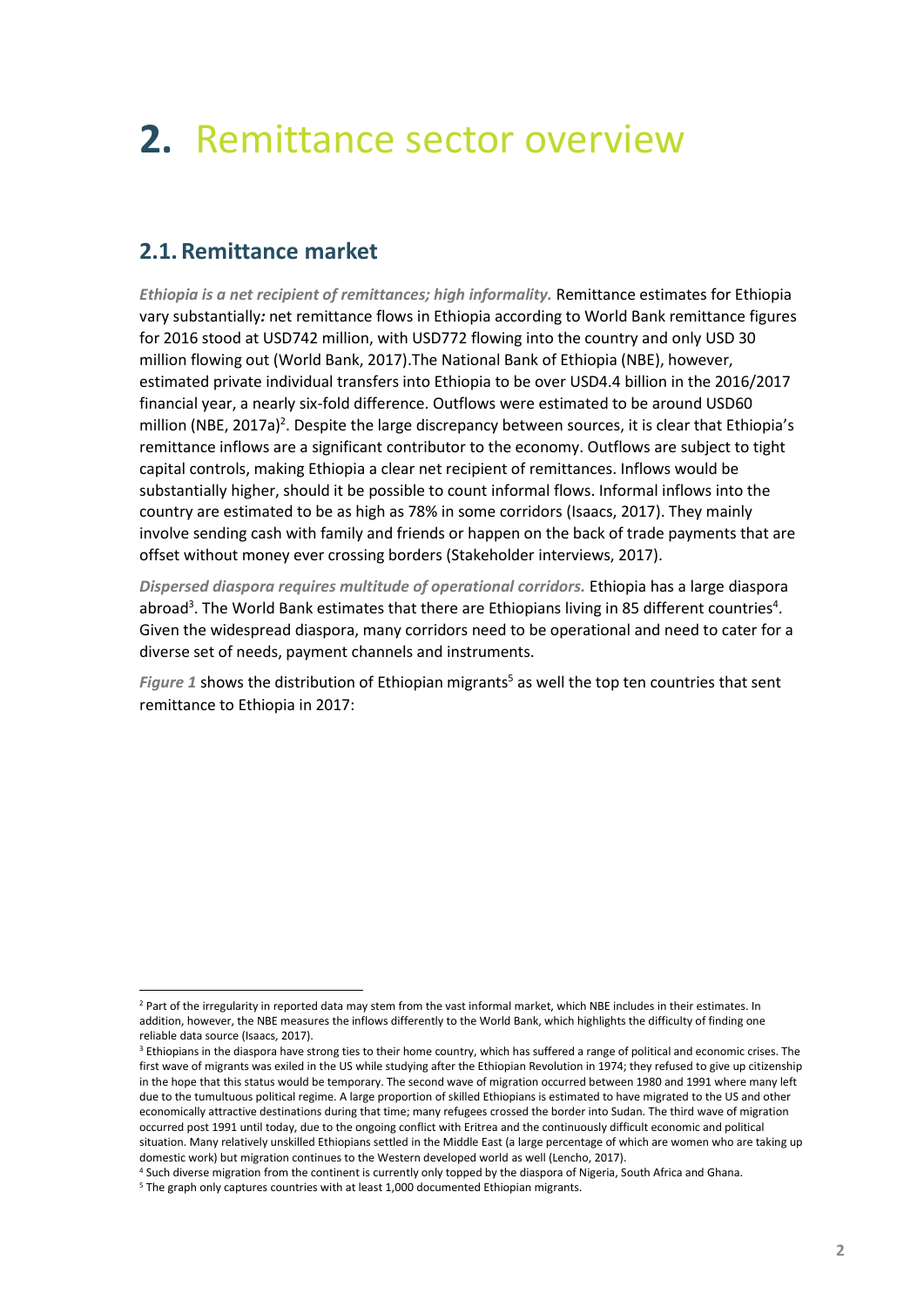# 2. Remittance sector overview

## 2.1. Remittance market

***Ethiopia is a net recipient of remittances; high informality.*** Remittance estimates for Ethiopia vary substantially***:*** net remittance flows in Ethiopia according to World Bank remittance figures for 2016 stood at USD742 million, with USD772 flowing into the country and only USD 30 million flowing out (World Bank, 2017).The National Bank of Ethiopia (NBE), however, estimated private individual transfers into Ethiopia to be over USD4.4 billion in the 2016/2017 financial year, a nearly six-fold difference. Outflows were estimated to be around USD60 million (NBE, 2017a)[2]. Despite the large discrepancy between sources, it is clear that Ethiopia's remittance inflows are a significant contributor to the economy. Outflows are subject to tight capital controls, making Ethiopia a clear net recipient of remittances. Inflows would be substantially higher, should it be possible to count informal flows. Informal inflows into the country are estimated to be as high as 78% in some corridors (Isaacs, 2017). They mainly involve sending cash with family and friends or happen on the back of trade payments that are offset without money ever crossing borders (Stakeholder interviews, 2017).

***Dispersed diaspora requires multitude of operational corridors.*** Ethiopia has a large diaspora abroad[3]. The World Bank estimates that there are Ethiopians living in 85 different countries[4]. Given the widespread diaspora, many corridors need to be operational and need to cater for a diverse set of needs, payment channels and instruments.

*Figure 1* shows the distribution of Ethiopian migrants[5] as well the top ten countries that sent remittance to Ethiopia in 2017:

---

[2] Part of the irregularity in reported data may stem from the vast informal market, which NBE includes in their estimates. In addition, however, the NBE measures the inflows differently to the World Bank, which highlights the difficulty of finding one reliable data source (Isaacs, 2017).

[3] Ethiopians in the diaspora have strong ties to their home country, which has suffered a range of political and economic crises. The first wave of migrants was exiled in the US while studying after the Ethiopian Revolution in 1974; they refused to give up citizenship in the hope that this status would be temporary. The second wave of migration occurred between 1980 and 1991 where many left due to the tumultuous political regime. A large proportion of skilled Ethiopians is estimated to have migrated to the US and other economically attractive destinations during that time; many refugees crossed the border into Sudan. The third wave of migration occurred post 1991 until today, due to the ongoing conflict with Eritrea and the continuously difficult economic and political situation. Many relatively unskilled Ethiopians settled in the Middle East (a large percentage of which are women who are taking up domestic work) but migration continues to the Western developed world as well (Lencho, 2017).

[4] Such diverse migration from the continent is currently only topped by the diaspora of Nigeria, South Africa and Ghana.

[5] The graph only captures countries with at least 1,000 documented Ethiopian migrants.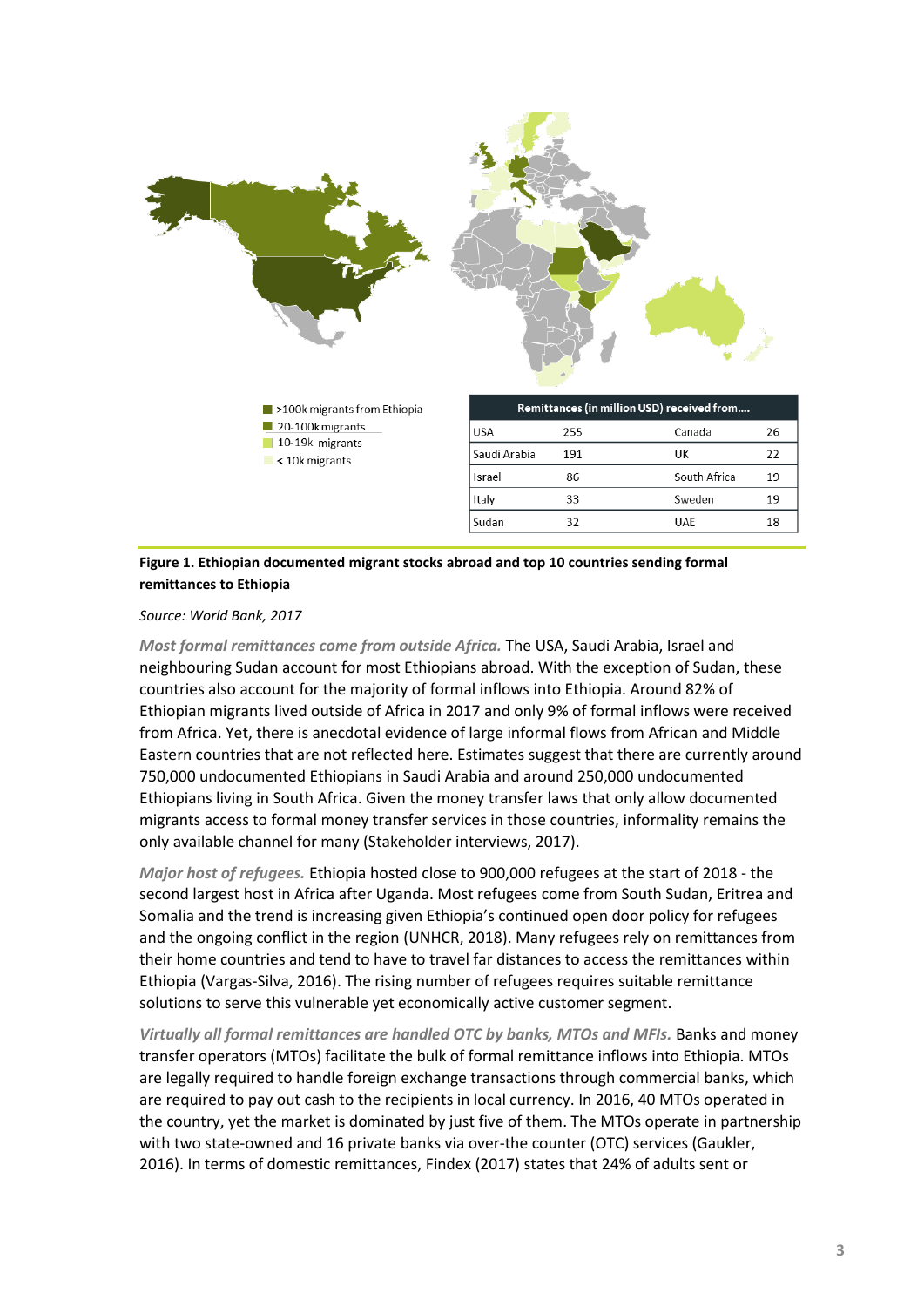- >100k migrants from Ethiopia
- 20-100k migrants
- 10-19k migrants
- < 10k migrants

| Remittances (in million USD) received from.... | | | |
|---|---|---|---|
| USA | 255 | Canada | 26 |
| Saudi Arabia | 191 | UK | 22 |
| Israel | 86 | South Africa | 19 |
| Italy | 33 | Sweden | 19 |
| Sudan | 32 | UAE | 18 |

**Figure 1. Ethiopian documented migrant stocks abroad and top 10 countries sending formal remittances to Ethiopia**

*Source: World Bank, 2017*

*Most formal remittances come from outside Africa.* The USA, Saudi Arabia, Israel and neighbouring Sudan account for most Ethiopians abroad. With the exception of Sudan, these countries also account for the majority of formal inflows into Ethiopia. Around 82% of Ethiopian migrants lived outside of Africa in 2017 and only 9% of formal inflows were received from Africa. Yet, there is anecdotal evidence of large informal flows from African and Middle Eastern countries that are not reflected here. Estimates suggest that there are currently around 750,000 undocumented Ethiopians in Saudi Arabia and around 250,000 undocumented Ethiopians living in South Africa. Given the money transfer laws that only allow documented migrants access to formal money transfer services in those countries, informality remains the only available channel for many (Stakeholder interviews, 2017).

*Major host of refugees.* Ethiopia hosted close to 900,000 refugees at the start of 2018 - the second largest host in Africa after Uganda. Most refugees come from South Sudan, Eritrea and Somalia and the trend is increasing given Ethiopia's continued open door policy for refugees and the ongoing conflict in the region (UNHCR, 2018). Many refugees rely on remittances from their home countries and tend to have to travel far distances to access the remittances within Ethiopia (Vargas-Silva, 2016). The rising number of refugees requires suitable remittance solutions to serve this vulnerable yet economically active customer segment.

*Virtually all formal remittances are handled OTC by banks, MTOs and MFIs.* Banks and money transfer operators (MTOs) facilitate the bulk of formal remittance inflows into Ethiopia. MTOs are legally required to handle foreign exchange transactions through commercial banks, which are required to pay out cash to the recipients in local currency. In 2016, 40 MTOs operated in the country, yet the market is dominated by just five of them. The MTOs operate in partnership with two state-owned and 16 private banks via over-the counter (OTC) services (Gaukler, 2016). In terms of domestic remittances, Findex (2017) states that 24% of adults sent or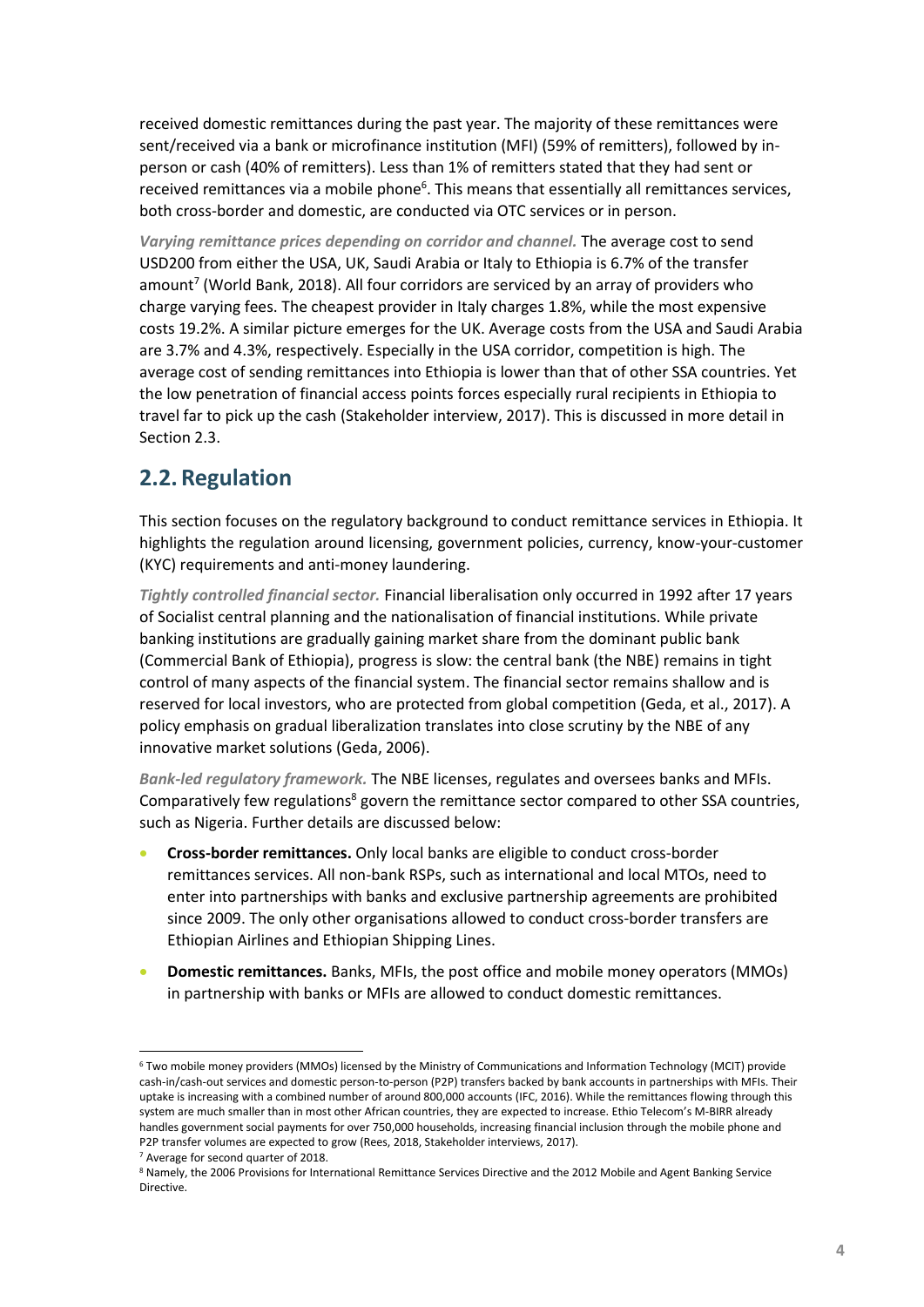received domestic remittances during the past year. The majority of these remittances were sent/received via a bank or microfinance institution (MFI) (59% of remitters), followed by in-person or cash (40% of remitters). Less than 1% of remitters stated that they had sent or received remittances via a mobile phone[6]. This means that essentially all remittances services, both cross-border and domestic, are conducted via OTC services or in person.

*Varying remittance prices depending on corridor and channel.* The average cost to send USD200 from either the USA, UK, Saudi Arabia or Italy to Ethiopia is 6.7% of the transfer amount[7] (World Bank, 2018). All four corridors are serviced by an array of providers who charge varying fees. The cheapest provider in Italy charges 1.8%, while the most expensive costs 19.2%. A similar picture emerges for the UK. Average costs from the USA and Saudi Arabia are 3.7% and 4.3%, respectively. Especially in the USA corridor, competition is high. The average cost of sending remittances into Ethiopia is lower than that of other SSA countries. Yet the low penetration of financial access points forces especially rural recipients in Ethiopia to travel far to pick up the cash (Stakeholder interview, 2017). This is discussed in more detail in Section 2.3.

## 2.2. Regulation

This section focuses on the regulatory background to conduct remittance services in Ethiopia. It highlights the regulation around licensing, government policies, currency, know-your-customer (KYC) requirements and anti-money laundering.

*Tightly controlled financial sector.* Financial liberalisation only occurred in 1992 after 17 years of Socialist central planning and the nationalisation of financial institutions. While private banking institutions are gradually gaining market share from the dominant public bank (Commercial Bank of Ethiopia), progress is slow: the central bank (the NBE) remains in tight control of many aspects of the financial system. The financial sector remains shallow and is reserved for local investors, who are protected from global competition (Geda, et al., 2017). A policy emphasis on gradual liberalization translates into close scrutiny by the NBE of any innovative market solutions (Geda, 2006).

*Bank-led regulatory framework.* The NBE licenses, regulates and oversees banks and MFIs. Comparatively few regulations[8] govern the remittance sector compared to other SSA countries, such as Nigeria. Further details are discussed below:

- **Cross-border remittances.** Only local banks are eligible to conduct cross-border remittances services. All non-bank RSPs, such as international and local MTOs, need to enter into partnerships with banks and exclusive partnership agreements are prohibited since 2009. The only other organisations allowed to conduct cross-border transfers are Ethiopian Airlines and Ethiopian Shipping Lines.
- **Domestic remittances.** Banks, MFIs, the post office and mobile money operators (MMOs) in partnership with banks or MFIs are allowed to conduct domestic remittances.

---

[6] Two mobile money providers (MMOs) licensed by the Ministry of Communications and Information Technology (MCIT) provide cash-in/cash-out services and domestic person-to-person (P2P) transfers backed by bank accounts in partnerships with MFIs. Their uptake is increasing with a combined number of around 800,000 accounts (IFC, 2016). While the remittances flowing through this system are much smaller than in most other African countries, they are expected to increase. Ethio Telecom's M-BIRR already handles government social payments for over 750,000 households, increasing financial inclusion through the mobile phone and P2P transfer volumes are expected to grow (Rees, 2018, Stakeholder interviews, 2017).

[7] Average for second quarter of 2018.

[8] Namely, the 2006 Provisions for International Remittance Services Directive and the 2012 Mobile and Agent Banking Service Directive.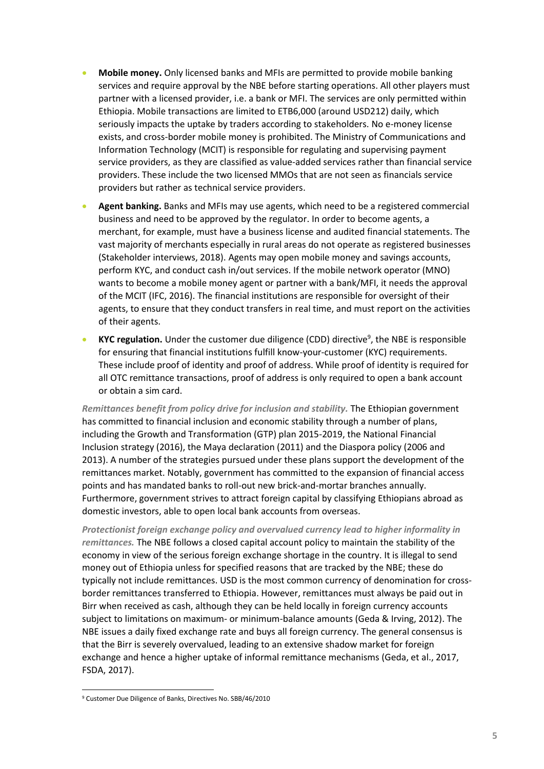- **Mobile money.** Only licensed banks and MFIs are permitted to provide mobile banking services and require approval by the NBE before starting operations. All other players must partner with a licensed provider, i.e. a bank or MFI. The services are only permitted within Ethiopia. Mobile transactions are limited to ETB6,000 (around USD212) daily, which seriously impacts the uptake by traders according to stakeholders. No e-money license exists, and cross-border mobile money is prohibited. The Ministry of Communications and Information Technology (MCIT) is responsible for regulating and supervising payment service providers, as they are classified as value-added services rather than financial service providers. These include the two licensed MMOs that are not seen as financials service providers but rather as technical service providers.
- **Agent banking.** Banks and MFIs may use agents, which need to be a registered commercial business and need to be approved by the regulator. In order to become agents, a merchant, for example, must have a business license and audited financial statements. The vast majority of merchants especially in rural areas do not operate as registered businesses (Stakeholder interviews, 2018). Agents may open mobile money and savings accounts, perform KYC, and conduct cash in/out services. If the mobile network operator (MNO) wants to become a mobile money agent or partner with a bank/MFI, it needs the approval of the MCIT (IFC, 2016). The financial institutions are responsible for oversight of their agents, to ensure that they conduct transfers in real time, and must report on the activities of their agents.
- **KYC regulation.** Under the customer due diligence (CDD) directive[9], the NBE is responsible for ensuring that financial institutions fulfill know-your-customer (KYC) requirements. These include proof of identity and proof of address. While proof of identity is required for all OTC remittance transactions, proof of address is only required to open a bank account or obtain a sim card.

***Remittances benefit from policy drive for inclusion and stability.*** The Ethiopian government has committed to financial inclusion and economic stability through a number of plans, including the Growth and Transformation (GTP) plan 2015-2019, the National Financial Inclusion strategy (2016), the Maya declaration (2011) and the Diaspora policy (2006 and 2013). A number of the strategies pursued under these plans support the development of the remittances market. Notably, government has committed to the expansion of financial access points and has mandated banks to roll-out new brick-and-mortar branches annually. Furthermore, government strives to attract foreign capital by classifying Ethiopians abroad as domestic investors, able to open local bank accounts from overseas.

***Protectionist foreign exchange policy and overvalued currency lead to higher informality in remittances.*** The NBE follows a closed capital account policy to maintain the stability of the economy in view of the serious foreign exchange shortage in the country. It is illegal to send money out of Ethiopia unless for specified reasons that are tracked by the NBE; these do typically not include remittances. USD is the most common currency of denomination for cross-border remittances transferred to Ethiopia. However, remittances must always be paid out in Birr when received as cash, although they can be held locally in foreign currency accounts subject to limitations on maximum- or minimum-balance amounts (Geda & Irving, 2012). The NBE issues a daily fixed exchange rate and buys all foreign currency. The general consensus is that the Birr is severely overvalued, leading to an extensive shadow market for foreign exchange and hence a higher uptake of informal remittance mechanisms (Geda, et al., 2017, FSDA, 2017).

[9] Customer Due Diligence of Banks, Directives No. SBB/46/2010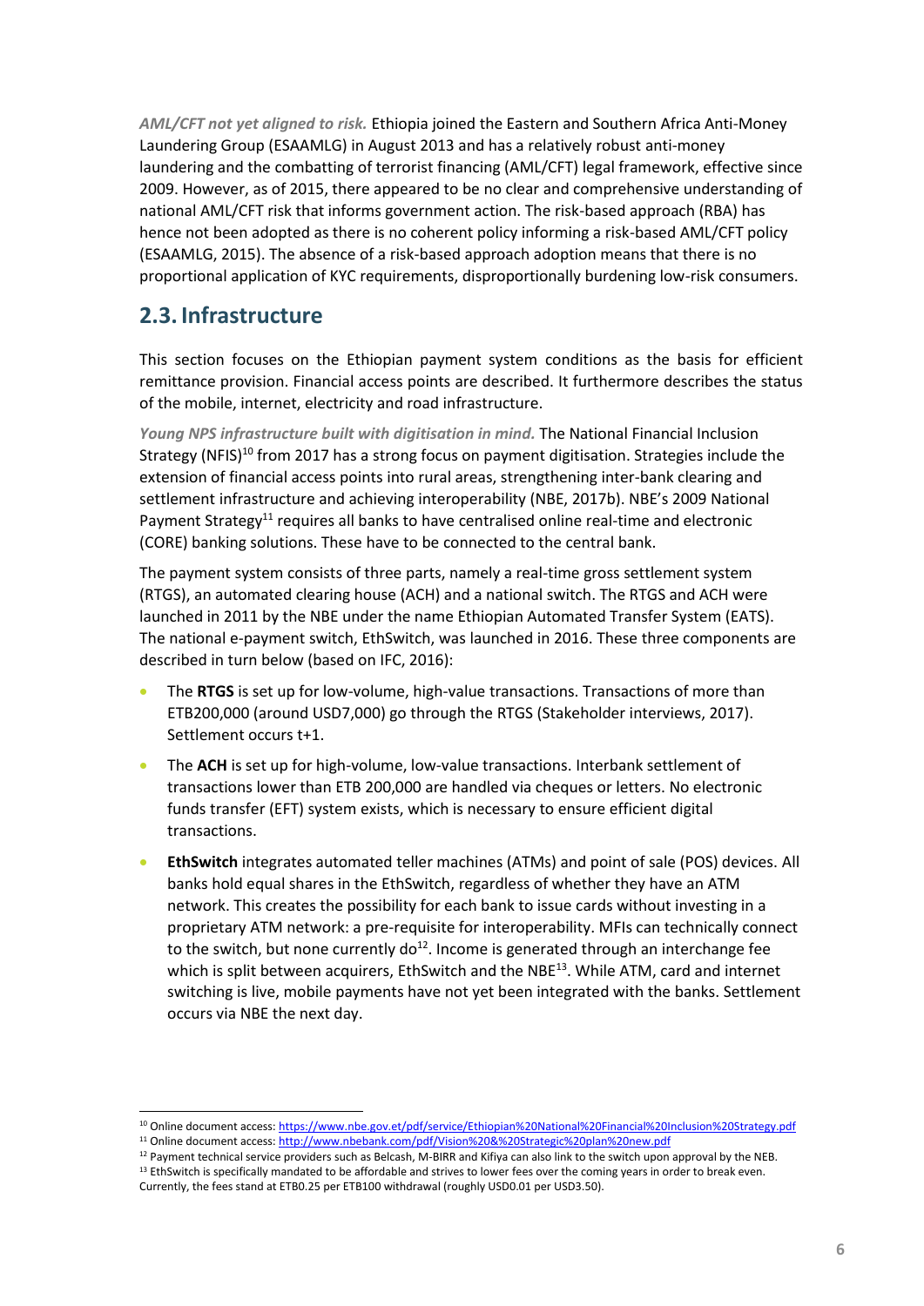*AML/CFT not yet aligned to risk.* Ethiopia joined the Eastern and Southern Africa Anti-Money Laundering Group (ESAAMLG) in August 2013 and has a relatively robust anti-money laundering and the combatting of terrorist financing (AML/CFT) legal framework, effective since 2009. However, as of 2015, there appeared to be no clear and comprehensive understanding of national AML/CFT risk that informs government action. The risk-based approach (RBA) has hence not been adopted as there is no coherent policy informing a risk-based AML/CFT policy (ESAAMLG, 2015). The absence of a risk-based approach adoption means that there is no proportional application of KYC requirements, disproportionally burdening low-risk consumers.

## 2.3. Infrastructure

This section focuses on the Ethiopian payment system conditions as the basis for efficient remittance provision. Financial access points are described. It furthermore describes the status of the mobile, internet, electricity and road infrastructure.

*Young NPS infrastructure built with digitisation in mind.* The National Financial Inclusion Strategy (NFIS)[10] from 2017 has a strong focus on payment digitisation. Strategies include the extension of financial access points into rural areas, strengthening inter-bank clearing and settlement infrastructure and achieving interoperability (NBE, 2017b). NBE's 2009 National Payment Strategy[11] requires all banks to have centralised online real-time and electronic (CORE) banking solutions. These have to be connected to the central bank.

The payment system consists of three parts, namely a real-time gross settlement system (RTGS), an automated clearing house (ACH) and a national switch. The RTGS and ACH were launched in 2011 by the NBE under the name Ethiopian Automated Transfer System (EATS). The national e-payment switch, EthSwitch, was launched in 2016. These three components are described in turn below (based on IFC, 2016):

- The **RTGS** is set up for low-volume, high-value transactions. Transactions of more than ETB200,000 (around USD7,000) go through the RTGS (Stakeholder interviews, 2017). Settlement occurs t+1.
- The **ACH** is set up for high-volume, low-value transactions. Interbank settlement of transactions lower than ETB 200,000 are handled via cheques or letters. No electronic funds transfer (EFT) system exists, which is necessary to ensure efficient digital transactions.
- **EthSwitch** integrates automated teller machines (ATMs) and point of sale (POS) devices. All banks hold equal shares in the EthSwitch, regardless of whether they have an ATM network. This creates the possibility for each bank to issue cards without investing in a proprietary ATM network: a pre-requisite for interoperability. MFIs can technically connect to the switch, but none currently do[12]. Income is generated through an interchange fee which is split between acquirers, EthSwitch and the NBE[13]. While ATM, card and internet switching is live, mobile payments have not yet been integrated with the banks. Settlement occurs via NBE the next day.

---

[10] Online document access: https://www.nbe.gov.et/pdf/service/Ethiopian%20National%20Financial%20Inclusion%20Strategy.pdf

[11] Online document access: http://www.nbebank.com/pdf/Vision%20&%20Strategic%20plan%20new.pdf

[12] Payment technical service providers such as Belcash, M-BIRR and Kifiya can also link to the switch upon approval by the NEB.

[13] EthSwitch is specifically mandated to be affordable and strives to lower fees over the coming years in order to break even. Currently, the fees stand at ETB0.25 per ETB100 withdrawal (roughly USD0.01 per USD3.50).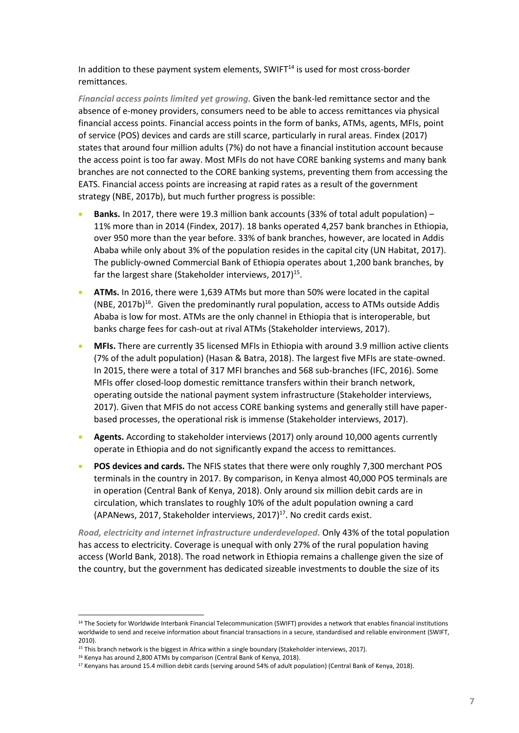In addition to these payment system elements, SWIFT[14] is used for most cross-border remittances.

***Financial access points limited yet growing.*** Given the bank-led remittance sector and the absence of e-money providers, consumers need to be able to access remittances via physical financial access points. Financial access points in the form of banks, ATMs, agents, MFIs, point of service (POS) devices and cards are still scarce, particularly in rural areas. Findex (2017) states that around four million adults (7%) do not have a financial institution account because the access point is too far away. Most MFIs do not have CORE banking systems and many bank branches are not connected to the CORE banking systems, preventing them from accessing the EATS. Financial access points are increasing at rapid rates as a result of the government strategy (NBE, 2017b), but much further progress is possible:

- **Banks.** In 2017, there were 19.3 million bank accounts (33% of total adult population) – 11% more than in 2014 (Findex, 2017). 18 banks operated 4,257 bank branches in Ethiopia, over 950 more than the year before. 33% of bank branches, however, are located in Addis Ababa while only about 3% of the population resides in the capital city (UN Habitat, 2017). The publicly-owned Commercial Bank of Ethiopia operates about 1,200 bank branches, by far the largest share (Stakeholder interviews, 2017)[15].
- **ATMs.** In 2016, there were 1,639 ATMs but more than 50% were located in the capital (NBE, 2017b)[16]. Given the predominantly rural population, access to ATMs outside Addis Ababa is low for most. ATMs are the only channel in Ethiopia that is interoperable, but banks charge fees for cash-out at rival ATMs (Stakeholder interviews, 2017).
- **MFIs.** There are currently 35 licensed MFIs in Ethiopia with around 3.9 million active clients (7% of the adult population) (Hasan & Batra, 2018). The largest five MFIs are state-owned. In 2015, there were a total of 317 MFI branches and 568 sub-branches (IFC, 2016). Some MFIs offer closed-loop domestic remittance transfers within their branch network, operating outside the national payment system infrastructure (Stakeholder interviews, 2017). Given that MFIS do not access CORE banking systems and generally still have paper-based processes, the operational risk is immense (Stakeholder interviews, 2017).
- **Agents.** According to stakeholder interviews (2017) only around 10,000 agents currently operate in Ethiopia and do not significantly expand the access to remittances.
- **POS devices and cards.** The NFIS states that there were only roughly 7,300 merchant POS terminals in the country in 2017. By comparison, in Kenya almost 40,000 POS terminals are in operation (Central Bank of Kenya, 2018). Only around six million debit cards are in circulation, which translates to roughly 10% of the adult population owning a card (APANews, 2017, Stakeholder interviews, 2017)[17]. No credit cards exist.

***Road, electricity and internet infrastructure underdeveloped.*** Only 43% of the total population has access to electricity. Coverage is unequal with only 27% of the rural population having access (World Bank, 2018). The road network in Ethiopia remains a challenge given the size of the country, but the government has dedicated sizeable investments to double the size of its

---

[14] The Society for Worldwide Interbank Financial Telecommunication (SWIFT) provides a network that enables financial institutions worldwide to send and receive information about financial transactions in a secure, standardised and reliable environment (SWIFT, 2010).

[15] This branch network is the biggest in Africa within a single boundary (Stakeholder interviews, 2017).

[16] Kenya has around 2,800 ATMs by comparison (Central Bank of Kenya, 2018).

[17] Kenyans has around 15.4 million debit cards (serving around 54% of adult population) (Central Bank of Kenya, 2018).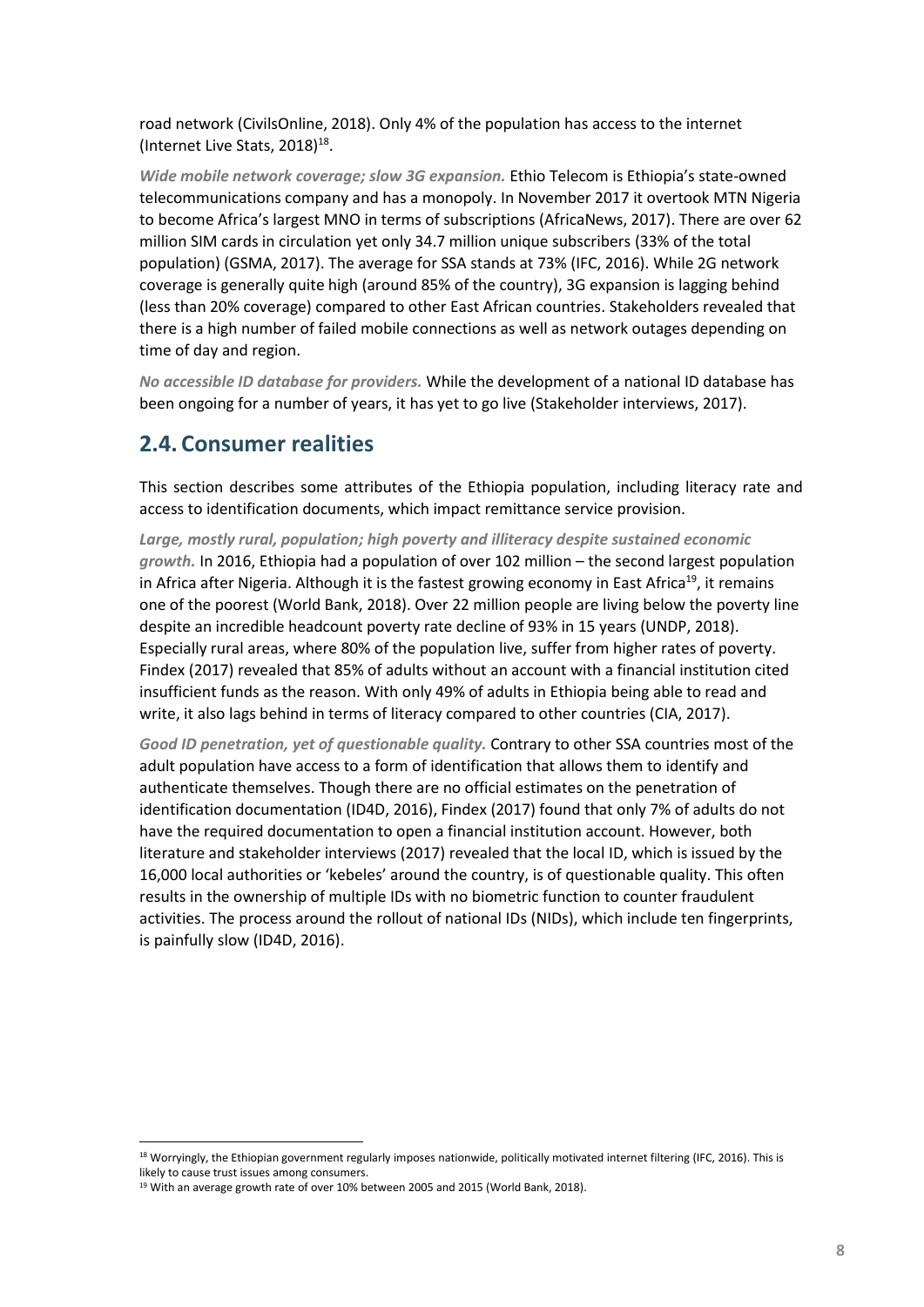road network (CivilsOnline, 2018). Only 4% of the population has access to the internet (Internet Live Stats, 2018)[18].

***Wide mobile network coverage; slow 3G expansion.*** Ethio Telecom is Ethiopia's state-owned telecommunications company and has a monopoly. In November 2017 it overtook MTN Nigeria to become Africa's largest MNO in terms of subscriptions (AfricaNews, 2017). There are over 62 million SIM cards in circulation yet only 34.7 million unique subscribers (33% of the total population) (GSMA, 2017). The average for SSA stands at 73% (IFC, 2016). While 2G network coverage is generally quite high (around 85% of the country), 3G expansion is lagging behind (less than 20% coverage) compared to other East African countries. Stakeholders revealed that there is a high number of failed mobile connections as well as network outages depending on time of day and region.

***No accessible ID database for providers.*** While the development of a national ID database has been ongoing for a number of years, it has yet to go live (Stakeholder interviews, 2017).

## 2.4. Consumer realities

This section describes some attributes of the Ethiopia population, including literacy rate and access to identification documents, which impact remittance service provision.

***Large, mostly rural, population; high poverty and illiteracy despite sustained economic growth.*** In 2016, Ethiopia had a population of over 102 million – the second largest population in Africa after Nigeria. Although it is the fastest growing economy in East Africa[19], it remains one of the poorest (World Bank, 2018). Over 22 million people are living below the poverty line despite an incredible headcount poverty rate decline of 93% in 15 years (UNDP, 2018). Especially rural areas, where 80% of the population live, suffer from higher rates of poverty. Findex (2017) revealed that 85% of adults without an account with a financial institution cited insufficient funds as the reason. With only 49% of adults in Ethiopia being able to read and write, it also lags behind in terms of literacy compared to other countries (CIA, 2017).

***Good ID penetration, yet of questionable quality.*** Contrary to other SSA countries most of the adult population have access to a form of identification that allows them to identify and authenticate themselves. Though there are no official estimates on the penetration of identification documentation (ID4D, 2016), Findex (2017) found that only 7% of adults do not have the required documentation to open a financial institution account. However, both literature and stakeholder interviews (2017) revealed that the local ID, which is issued by the 16,000 local authorities or 'kebeles' around the country, is of questionable quality. This often results in the ownership of multiple IDs with no biometric function to counter fraudulent activities. The process around the rollout of national IDs (NIDs), which include ten fingerprints, is painfully slow (ID4D, 2016).

---

[18] Worryingly, the Ethiopian government regularly imposes nationwide, politically motivated internet filtering (IFC, 2016). This is likely to cause trust issues among consumers.

[19] With an average growth rate of over 10% between 2005 and 2015 (World Bank, 2018).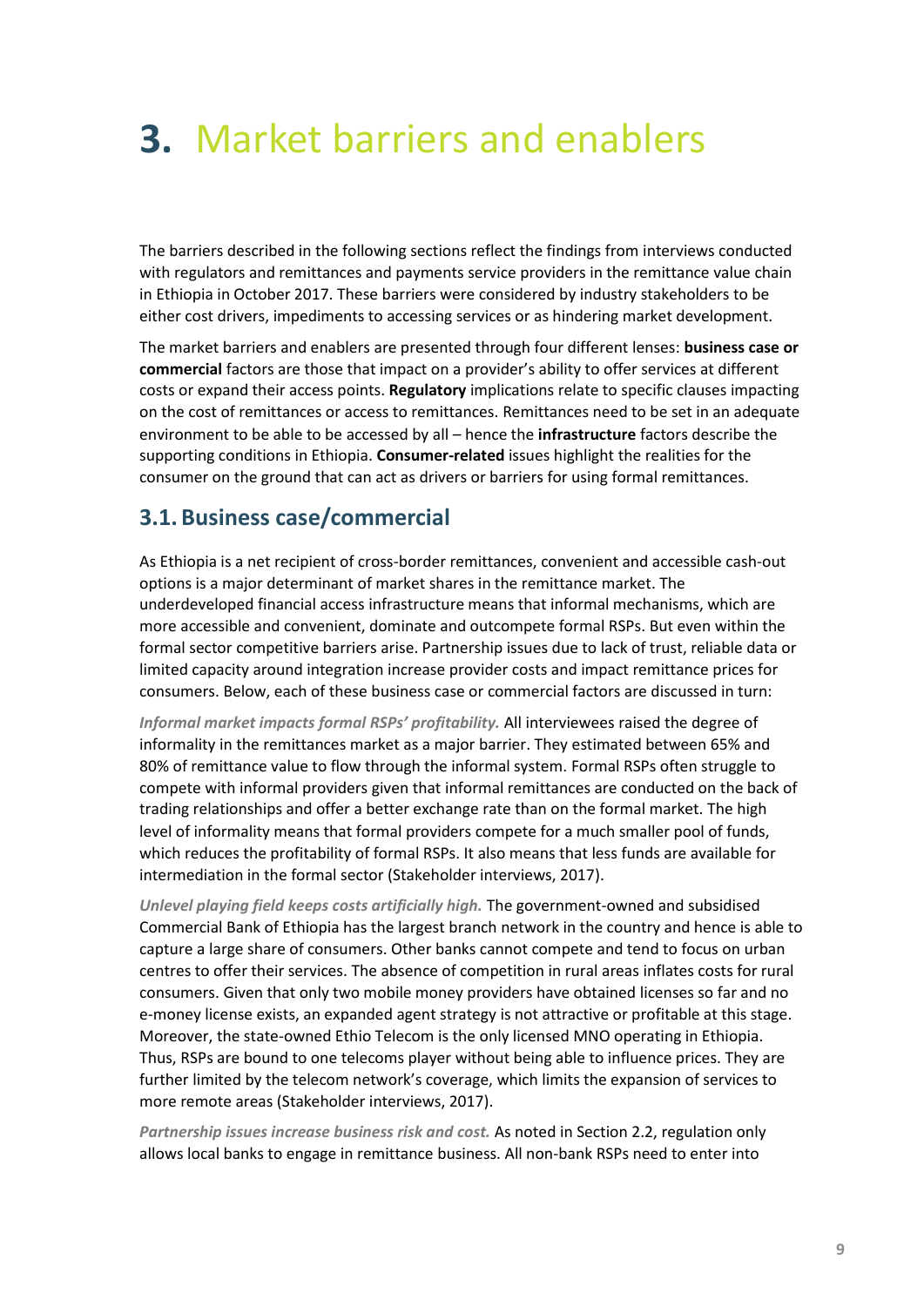# 3. Market barriers and enablers

The barriers described in the following sections reflect the findings from interviews conducted with regulators and remittances and payments service providers in the remittance value chain in Ethiopia in October 2017. These barriers were considered by industry stakeholders to be either cost drivers, impediments to accessing services or as hindering market development.

The market barriers and enablers are presented through four different lenses: **business case or commercial** factors are those that impact on a provider's ability to offer services at different costs or expand their access points. **Regulatory** implications relate to specific clauses impacting on the cost of remittances or access to remittances. Remittances need to be set in an adequate environment to be able to be accessed by all – hence the **infrastructure** factors describe the supporting conditions in Ethiopia. **Consumer-related** issues highlight the realities for the consumer on the ground that can act as drivers or barriers for using formal remittances.

## 3.1. Business case/commercial

As Ethiopia is a net recipient of cross-border remittances, convenient and accessible cash-out options is a major determinant of market shares in the remittance market. The underdeveloped financial access infrastructure means that informal mechanisms, which are more accessible and convenient, dominate and outcompete formal RSPs. But even within the formal sector competitive barriers arise. Partnership issues due to lack of trust, reliable data or limited capacity around integration increase provider costs and impact remittance prices for consumers. Below, each of these business case or commercial factors are discussed in turn:

***Informal market impacts formal RSPs' profitability.*** All interviewees raised the degree of informality in the remittances market as a major barrier. They estimated between 65% and 80% of remittance value to flow through the informal system. Formal RSPs often struggle to compete with informal providers given that informal remittances are conducted on the back of trading relationships and offer a better exchange rate than on the formal market. The high level of informality means that formal providers compete for a much smaller pool of funds, which reduces the profitability of formal RSPs. It also means that less funds are available for intermediation in the formal sector (Stakeholder interviews, 2017).

***Unlevel playing field keeps costs artificially high.*** The government-owned and subsidised Commercial Bank of Ethiopia has the largest branch network in the country and hence is able to capture a large share of consumers. Other banks cannot compete and tend to focus on urban centres to offer their services. The absence of competition in rural areas inflates costs for rural consumers. Given that only two mobile money providers have obtained licenses so far and no e-money license exists, an expanded agent strategy is not attractive or profitable at this stage. Moreover, the state-owned Ethio Telecom is the only licensed MNO operating in Ethiopia. Thus, RSPs are bound to one telecoms player without being able to influence prices. They are further limited by the telecom network's coverage, which limits the expansion of services to more remote areas (Stakeholder interviews, 2017).

***Partnership issues increase business risk and cost.*** As noted in Section 2.2, regulation only allows local banks to engage in remittance business. All non-bank RSPs need to enter into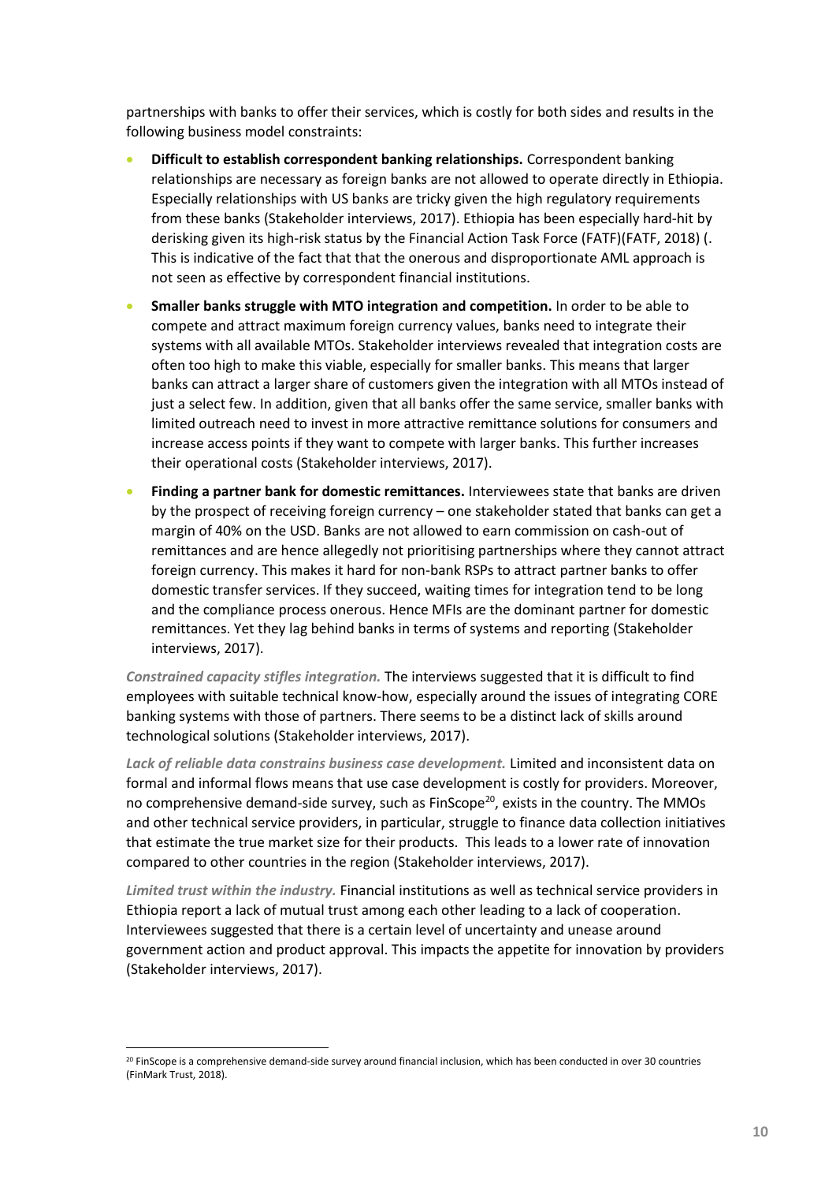partnerships with banks to offer their services, which is costly for both sides and results in the following business model constraints:

- **Difficult to establish correspondent banking relationships.** Correspondent banking relationships are necessary as foreign banks are not allowed to operate directly in Ethiopia. Especially relationships with US banks are tricky given the high regulatory requirements from these banks (Stakeholder interviews, 2017). Ethiopia has been especially hard-hit by derisking given its high-risk status by the Financial Action Task Force (FATF)(FATF, 2018) (. This is indicative of the fact that that the onerous and disproportionate AML approach is not seen as effective by correspondent financial institutions.
- **Smaller banks struggle with MTO integration and competition.** In order to be able to compete and attract maximum foreign currency values, banks need to integrate their systems with all available MTOs. Stakeholder interviews revealed that integration costs are often too high to make this viable, especially for smaller banks. This means that larger banks can attract a larger share of customers given the integration with all MTOs instead of just a select few. In addition, given that all banks offer the same service, smaller banks with limited outreach need to invest in more attractive remittance solutions for consumers and increase access points if they want to compete with larger banks. This further increases their operational costs (Stakeholder interviews, 2017).
- **Finding a partner bank for domestic remittances.** Interviewees state that banks are driven by the prospect of receiving foreign currency – one stakeholder stated that banks can get a margin of 40% on the USD. Banks are not allowed to earn commission on cash-out of remittances and are hence allegedly not prioritising partnerships where they cannot attract foreign currency. This makes it hard for non-bank RSPs to attract partner banks to offer domestic transfer services. If they succeed, waiting times for integration tend to be long and the compliance process onerous. Hence MFIs are the dominant partner for domestic remittances. Yet they lag behind banks in terms of systems and reporting (Stakeholder interviews, 2017).

***Constrained capacity stifles integration.*** The interviews suggested that it is difficult to find employees with suitable technical know-how, especially around the issues of integrating CORE banking systems with those of partners. There seems to be a distinct lack of skills around technological solutions (Stakeholder interviews, 2017).

***Lack of reliable data constrains business case development.*** Limited and inconsistent data on formal and informal flows means that use case development is costly for providers. Moreover, no comprehensive demand-side survey, such as FinScope[20], exists in the country. The MMOs and other technical service providers, in particular, struggle to finance data collection initiatives that estimate the true market size for their products. This leads to a lower rate of innovation compared to other countries in the region (Stakeholder interviews, 2017).

***Limited trust within the industry.*** Financial institutions as well as technical service providers in Ethiopia report a lack of mutual trust among each other leading to a lack of cooperation. Interviewees suggested that there is a certain level of uncertainty and unease around government action and product approval. This impacts the appetite for innovation by providers (Stakeholder interviews, 2017).

[20] FinScope is a comprehensive demand-side survey around financial inclusion, which has been conducted in over 30 countries (FinMark Trust, 2018).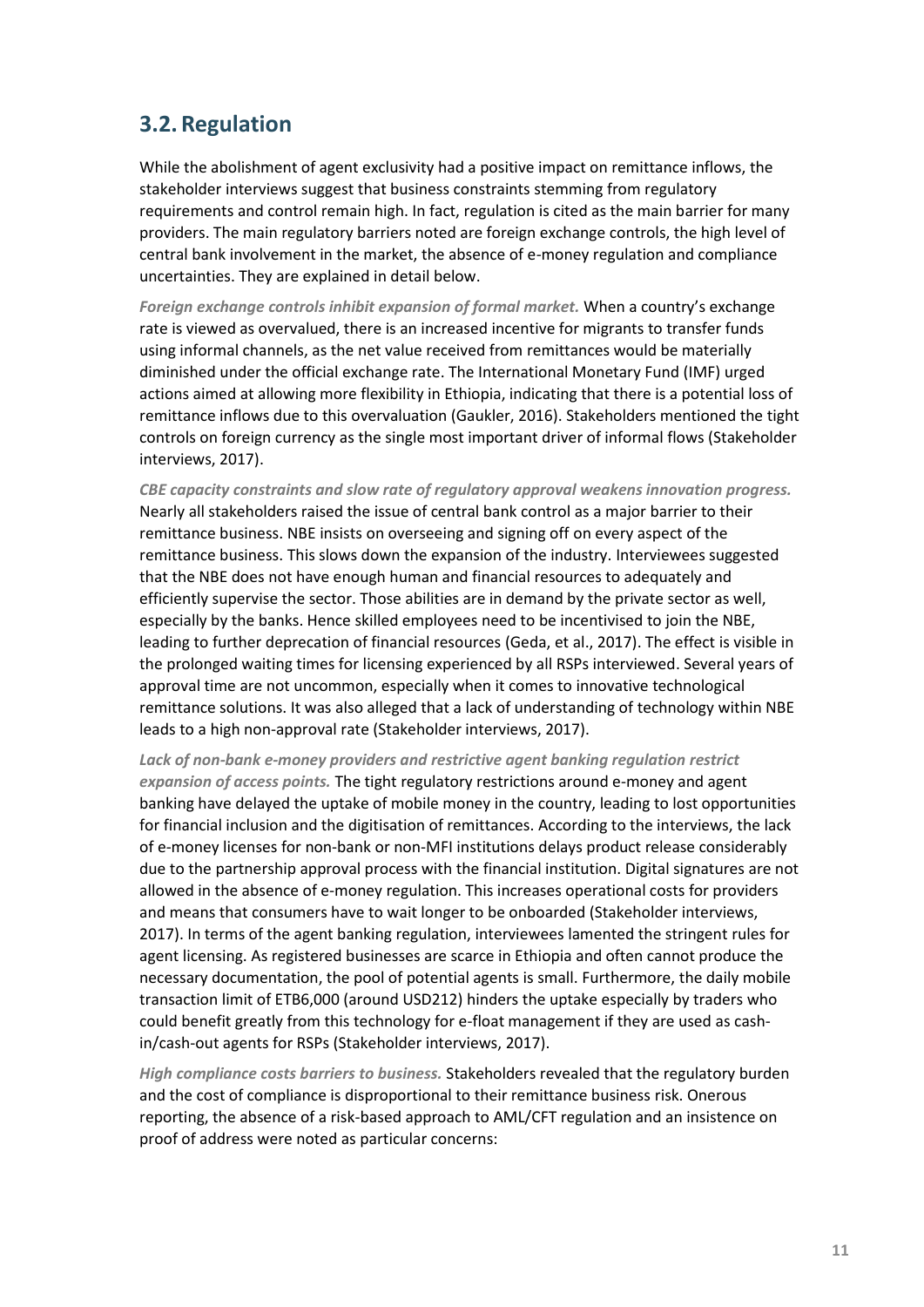## 3.2. Regulation

While the abolishment of agent exclusivity had a positive impact on remittance inflows, the stakeholder interviews suggest that business constraints stemming from regulatory requirements and control remain high. In fact, regulation is cited as the main barrier for many providers. The main regulatory barriers noted are foreign exchange controls, the high level of central bank involvement in the market, the absence of e-money regulation and compliance uncertainties. They are explained in detail below.

***Foreign exchange controls inhibit expansion of formal market.*** When a country's exchange rate is viewed as overvalued, there is an increased incentive for migrants to transfer funds using informal channels, as the net value received from remittances would be materially diminished under the official exchange rate. The International Monetary Fund (IMF) urged actions aimed at allowing more flexibility in Ethiopia, indicating that there is a potential loss of remittance inflows due to this overvaluation (Gaukler, 2016). Stakeholders mentioned the tight controls on foreign currency as the single most important driver of informal flows (Stakeholder interviews, 2017).

***CBE capacity constraints and slow rate of regulatory approval weakens innovation progress.*** Nearly all stakeholders raised the issue of central bank control as a major barrier to their remittance business. NBE insists on overseeing and signing off on every aspect of the remittance business. This slows down the expansion of the industry. Interviewees suggested that the NBE does not have enough human and financial resources to adequately and efficiently supervise the sector. Those abilities are in demand by the private sector as well, especially by the banks. Hence skilled employees need to be incentivised to join the NBE, leading to further deprecation of financial resources (Geda, et al., 2017). The effect is visible in the prolonged waiting times for licensing experienced by all RSPs interviewed. Several years of approval time are not uncommon, especially when it comes to innovative technological remittance solutions. It was also alleged that a lack of understanding of technology within NBE leads to a high non-approval rate (Stakeholder interviews, 2017).

***Lack of non-bank e-money providers and restrictive agent banking regulation restrict expansion of access points.*** The tight regulatory restrictions around e-money and agent banking have delayed the uptake of mobile money in the country, leading to lost opportunities for financial inclusion and the digitisation of remittances. According to the interviews, the lack of e-money licenses for non-bank or non-MFI institutions delays product release considerably due to the partnership approval process with the financial institution. Digital signatures are not allowed in the absence of e-money regulation. This increases operational costs for providers and means that consumers have to wait longer to be onboarded (Stakeholder interviews, 2017). In terms of the agent banking regulation, interviewees lamented the stringent rules for agent licensing. As registered businesses are scarce in Ethiopia and often cannot produce the necessary documentation, the pool of potential agents is small. Furthermore, the daily mobile transaction limit of ETB6,000 (around USD212) hinders the uptake especially by traders who could benefit greatly from this technology for e-float management if they are used as cash-in/cash-out agents for RSPs (Stakeholder interviews, 2017).

***High compliance costs barriers to business.*** Stakeholders revealed that the regulatory burden and the cost of compliance is disproportional to their remittance business risk. Onerous reporting, the absence of a risk-based approach to AML/CFT regulation and an insistence on proof of address were noted as particular concerns: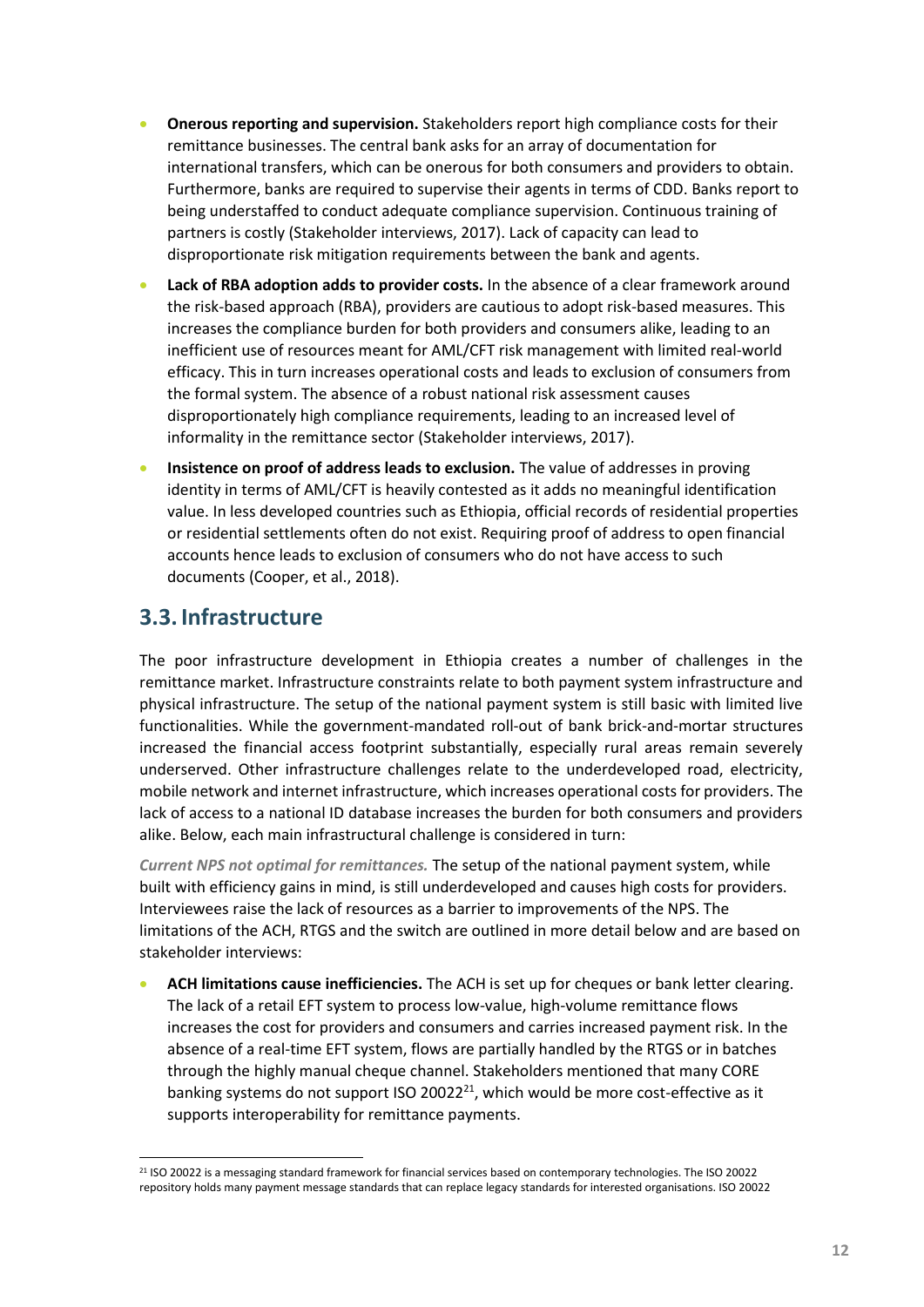- **Onerous reporting and supervision.** Stakeholders report high compliance costs for their remittance businesses. The central bank asks for an array of documentation for international transfers, which can be onerous for both consumers and providers to obtain. Furthermore, banks are required to supervise their agents in terms of CDD. Banks report to being understaffed to conduct adequate compliance supervision. Continuous training of partners is costly (Stakeholder interviews, 2017). Lack of capacity can lead to disproportionate risk mitigation requirements between the bank and agents.
- **Lack of RBA adoption adds to provider costs.** In the absence of a clear framework around the risk-based approach (RBA), providers are cautious to adopt risk-based measures. This increases the compliance burden for both providers and consumers alike, leading to an inefficient use of resources meant for AML/CFT risk management with limited real-world efficacy. This in turn increases operational costs and leads to exclusion of consumers from the formal system. The absence of a robust national risk assessment causes disproportionately high compliance requirements, leading to an increased level of informality in the remittance sector (Stakeholder interviews, 2017).
- **Insistence on proof of address leads to exclusion.** The value of addresses in proving identity in terms of AML/CFT is heavily contested as it adds no meaningful identification value. In less developed countries such as Ethiopia, official records of residential properties or residential settlements often do not exist. Requiring proof of address to open financial accounts hence leads to exclusion of consumers who do not have access to such documents (Cooper, et al., 2018).

## 3.3. Infrastructure

The poor infrastructure development in Ethiopia creates a number of challenges in the remittance market. Infrastructure constraints relate to both payment system infrastructure and physical infrastructure. The setup of the national payment system is still basic with limited live functionalities. While the government-mandated roll-out of bank brick-and-mortar structures increased the financial access footprint substantially, especially rural areas remain severely underserved. Other infrastructure challenges relate to the underdeveloped road, electricity, mobile network and internet infrastructure, which increases operational costs for providers. The lack of access to a national ID database increases the burden for both consumers and providers alike. Below, each main infrastructural challenge is considered in turn:

*Current NPS not optimal for remittances.* The setup of the national payment system, while built with efficiency gains in mind, is still underdeveloped and causes high costs for providers. Interviewees raise the lack of resources as a barrier to improvements of the NPS. The limitations of the ACH, RTGS and the switch are outlined in more detail below and are based on stakeholder interviews:

- **ACH limitations cause inefficiencies.** The ACH is set up for cheques or bank letter clearing. The lack of a retail EFT system to process low-value, high-volume remittance flows increases the cost for providers and consumers and carries increased payment risk. In the absence of a real-time EFT system, flows are partially handled by the RTGS or in batches through the highly manual cheque channel. Stakeholders mentioned that many CORE banking systems do not support ISO 20022[21], which would be more cost-effective as it supports interoperability for remittance payments.

[21] ISO 20022 is a messaging standard framework for financial services based on contemporary technologies. The ISO 20022 repository holds many payment message standards that can replace legacy standards for interested organisations. ISO 20022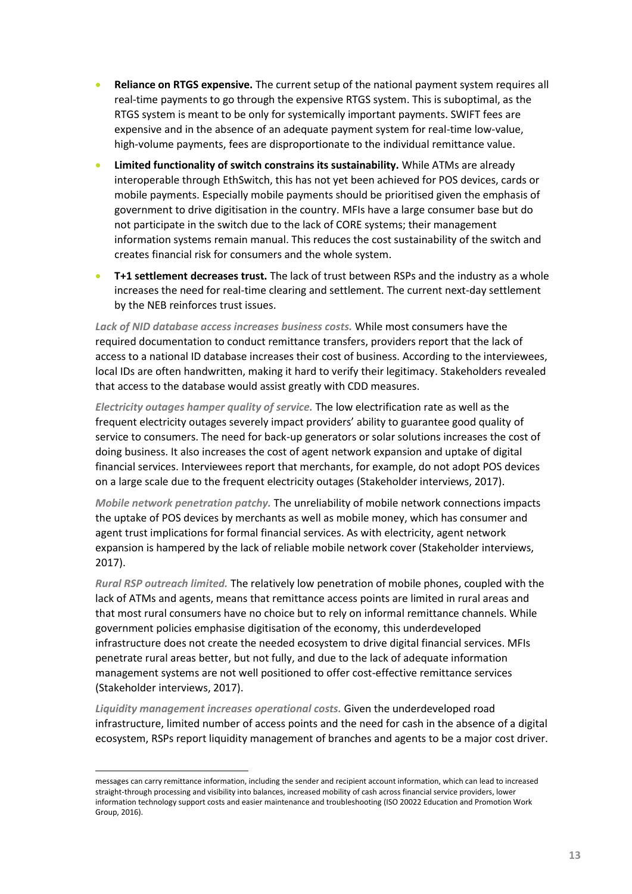- **Reliance on RTGS expensive.** The current setup of the national payment system requires all real-time payments to go through the expensive RTGS system. This is suboptimal, as the RTGS system is meant to be only for systemically important payments. SWIFT fees are expensive and in the absence of an adequate payment system for real-time low-value, high-volume payments, fees are disproportionate to the individual remittance value.
- **Limited functionality of switch constrains its sustainability.** While ATMs are already interoperable through EthSwitch, this has not yet been achieved for POS devices, cards or mobile payments. Especially mobile payments should be prioritised given the emphasis of government to drive digitisation in the country. MFIs have a large consumer base but do not participate in the switch due to the lack of CORE systems; their management information systems remain manual. This reduces the cost sustainability of the switch and creates financial risk for consumers and the whole system.
- **T+1 settlement decreases trust.** The lack of trust between RSPs and the industry as a whole increases the need for real-time clearing and settlement. The current next-day settlement by the NEB reinforces trust issues.

***Lack of NID database access increases business costs.*** While most consumers have the required documentation to conduct remittance transfers, providers report that the lack of access to a national ID database increases their cost of business. According to the interviewees, local IDs are often handwritten, making it hard to verify their legitimacy. Stakeholders revealed that access to the database would assist greatly with CDD measures.

***Electricity outages hamper quality of service.*** The low electrification rate as well as the frequent electricity outages severely impact providers' ability to guarantee good quality of service to consumers. The need for back-up generators or solar solutions increases the cost of doing business. It also increases the cost of agent network expansion and uptake of digital financial services. Interviewees report that merchants, for example, do not adopt POS devices on a large scale due to the frequent electricity outages (Stakeholder interviews, 2017).

***Mobile network penetration patchy.*** The unreliability of mobile network connections impacts the uptake of POS devices by merchants as well as mobile money, which has consumer and agent trust implications for formal financial services. As with electricity, agent network expansion is hampered by the lack of reliable mobile network cover (Stakeholder interviews, 2017).

***Rural RSP outreach limited.*** The relatively low penetration of mobile phones, coupled with the lack of ATMs and agents, means that remittance access points are limited in rural areas and that most rural consumers have no choice but to rely on informal remittance channels. While government policies emphasise digitisation of the economy, this underdeveloped infrastructure does not create the needed ecosystem to drive digital financial services. MFIs penetrate rural areas better, but not fully, and due to the lack of adequate information management systems are not well positioned to offer cost-effective remittance services (Stakeholder interviews, 2017).

***Liquidity management increases operational costs.*** Given the underdeveloped road infrastructure, limited number of access points and the need for cash in the absence of a digital ecosystem, RSPs report liquidity management of branches and agents to be a major cost driver.

---

messages can carry remittance information, including the sender and recipient account information, which can lead to increased straight-through processing and visibility into balances, increased mobility of cash across financial service providers, lower information technology support costs and easier maintenance and troubleshooting (ISO 20022 Education and Promotion Work Group, 2016).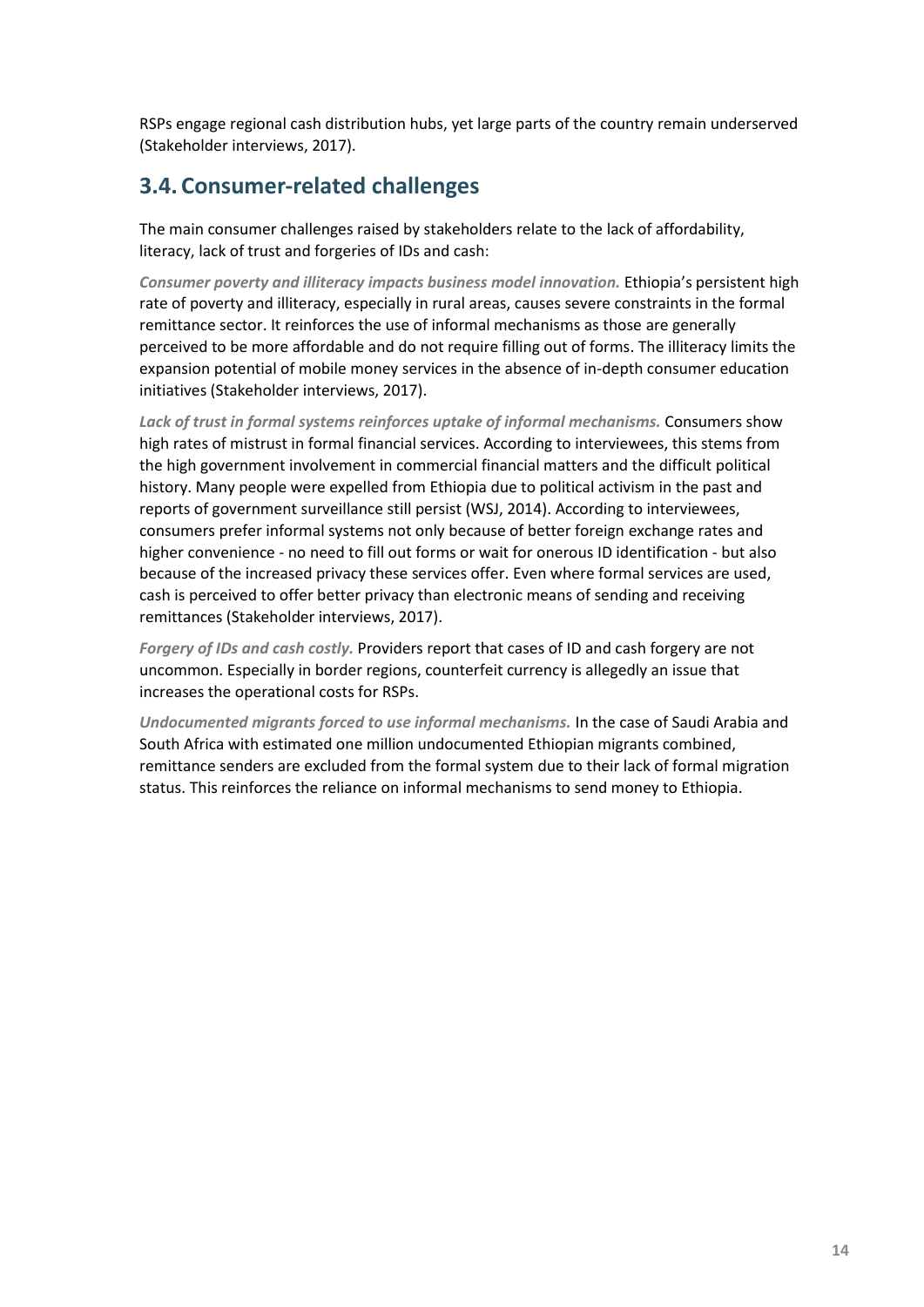RSPs engage regional cash distribution hubs, yet large parts of the country remain underserved (Stakeholder interviews, 2017).

## 3.4. Consumer-related challenges

The main consumer challenges raised by stakeholders relate to the lack of affordability, literacy, lack of trust and forgeries of IDs and cash:

***Consumer poverty and illiteracy impacts business model innovation.*** Ethiopia's persistent high rate of poverty and illiteracy, especially in rural areas, causes severe constraints in the formal remittance sector. It reinforces the use of informal mechanisms as those are generally perceived to be more affordable and do not require filling out of forms. The illiteracy limits the expansion potential of mobile money services in the absence of in-depth consumer education initiatives (Stakeholder interviews, 2017).

***Lack of trust in formal systems reinforces uptake of informal mechanisms.*** Consumers show high rates of mistrust in formal financial services. According to interviewees, this stems from the high government involvement in commercial financial matters and the difficult political history. Many people were expelled from Ethiopia due to political activism in the past and reports of government surveillance still persist (WSJ, 2014). According to interviewees, consumers prefer informal systems not only because of better foreign exchange rates and higher convenience - no need to fill out forms or wait for onerous ID identification - but also because of the increased privacy these services offer. Even where formal services are used, cash is perceived to offer better privacy than electronic means of sending and receiving remittances (Stakeholder interviews, 2017).

***Forgery of IDs and cash costly.*** Providers report that cases of ID and cash forgery are not uncommon. Especially in border regions, counterfeit currency is allegedly an issue that increases the operational costs for RSPs.

***Undocumented migrants forced to use informal mechanisms.*** In the case of Saudi Arabia and South Africa with estimated one million undocumented Ethiopian migrants combined, remittance senders are excluded from the formal system due to their lack of formal migration status. This reinforces the reliance on informal mechanisms to send money to Ethiopia.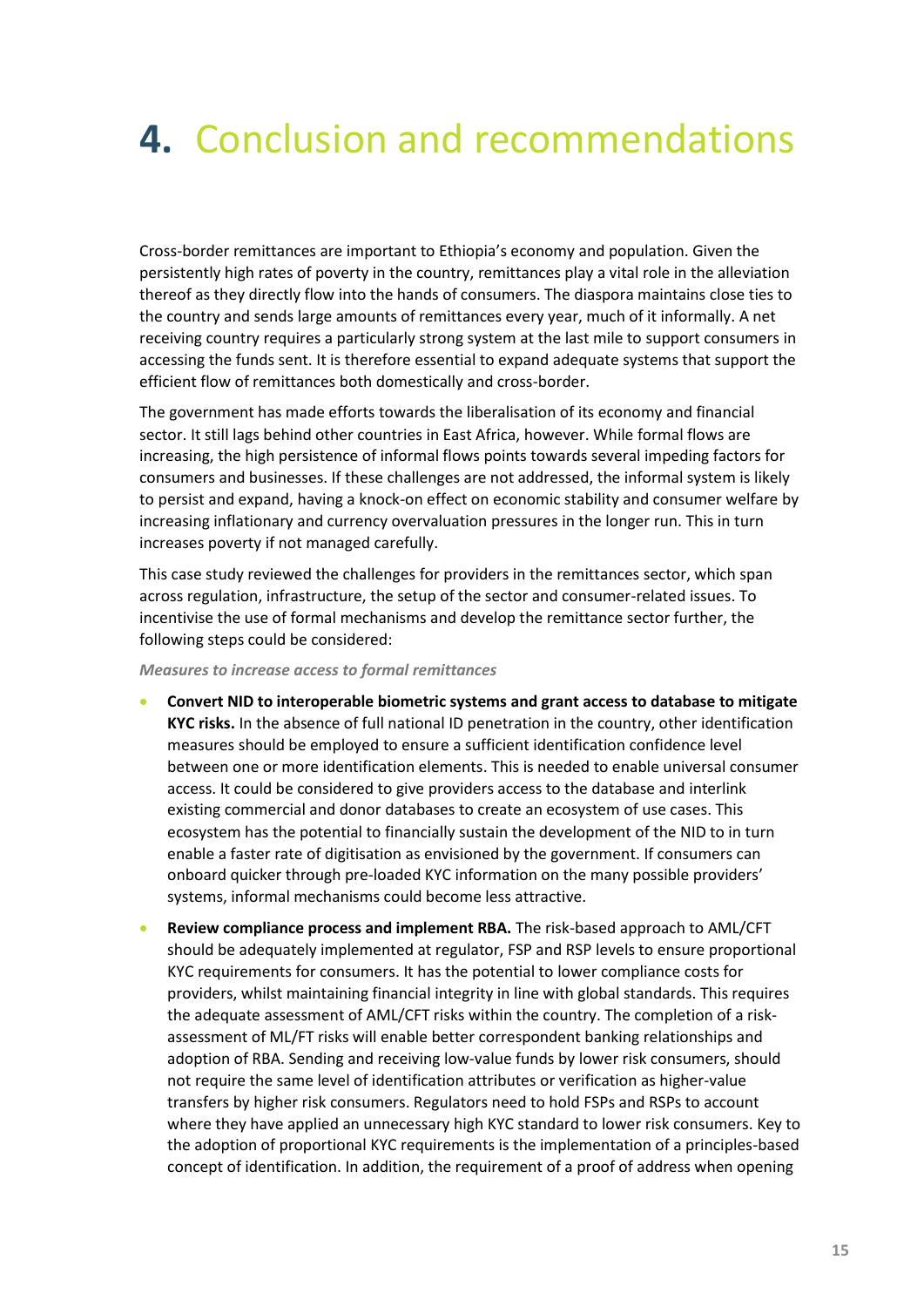# 4. Conclusion and recommendations

Cross-border remittances are important to Ethiopia's economy and population. Given the persistently high rates of poverty in the country, remittances play a vital role in the alleviation thereof as they directly flow into the hands of consumers. The diaspora maintains close ties to the country and sends large amounts of remittances every year, much of it informally. A net receiving country requires a particularly strong system at the last mile to support consumers in accessing the funds sent. It is therefore essential to expand adequate systems that support the efficient flow of remittances both domestically and cross-border.

The government has made efforts towards the liberalisation of its economy and financial sector. It still lags behind other countries in East Africa, however. While formal flows are increasing, the high persistence of informal flows points towards several impeding factors for consumers and businesses. If these challenges are not addressed, the informal system is likely to persist and expand, having a knock-on effect on economic stability and consumer welfare by increasing inflationary and currency overvaluation pressures in the longer run. This in turn increases poverty if not managed carefully.

This case study reviewed the challenges for providers in the remittances sector, which span across regulation, infrastructure, the setup of the sector and consumer-related issues. To incentivise the use of formal mechanisms and develop the remittance sector further, the following steps could be considered:

*Measures to increase access to formal remittances*

- **Convert NID to interoperable biometric systems and grant access to database to mitigate KYC risks.** In the absence of full national ID penetration in the country, other identification measures should be employed to ensure a sufficient identification confidence level between one or more identification elements. This is needed to enable universal consumer access. It could be considered to give providers access to the database and interlink existing commercial and donor databases to create an ecosystem of use cases. This ecosystem has the potential to financially sustain the development of the NID to in turn enable a faster rate of digitisation as envisioned by the government. If consumers can onboard quicker through pre-loaded KYC information on the many possible providers' systems, informal mechanisms could become less attractive.
- **Review compliance process and implement RBA.** The risk-based approach to AML/CFT should be adequately implemented at regulator, FSP and RSP levels to ensure proportional KYC requirements for consumers. It has the potential to lower compliance costs for providers, whilst maintaining financial integrity in line with global standards. This requires the adequate assessment of AML/CFT risks within the country. The completion of a risk-assessment of ML/FT risks will enable better correspondent banking relationships and adoption of RBA. Sending and receiving low-value funds by lower risk consumers, should not require the same level of identification attributes or verification as higher-value transfers by higher risk consumers. Regulators need to hold FSPs and RSPs to account where they have applied an unnecessary high KYC standard to lower risk consumers. Key to the adoption of proportional KYC requirements is the implementation of a principles-based concept of identification. In addition, the requirement of a proof of address when opening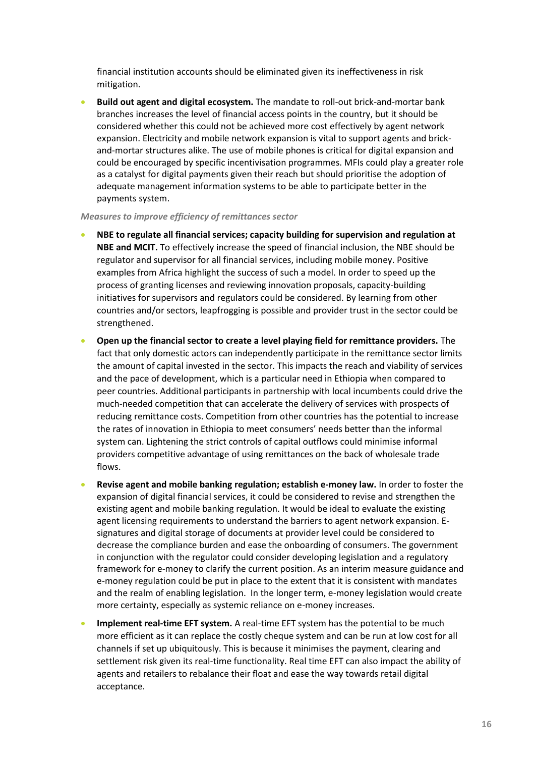financial institution accounts should be eliminated given its ineffectiveness in risk mitigation.

- **Build out agent and digital ecosystem.** The mandate to roll-out brick-and-mortar bank branches increases the level of financial access points in the country, but it should be considered whether this could not be achieved more cost effectively by agent network expansion. Electricity and mobile network expansion is vital to support agents and brick-and-mortar structures alike. The use of mobile phones is critical for digital expansion and could be encouraged by specific incentivisation programmes. MFIs could play a greater role as a catalyst for digital payments given their reach but should prioritise the adoption of adequate management information systems to be able to participate better in the payments system.

*Measures to improve efficiency of remittances sector*

- **NBE to regulate all financial services; capacity building for supervision and regulation at NBE and MCIT.** To effectively increase the speed of financial inclusion, the NBE should be regulator and supervisor for all financial services, including mobile money. Positive examples from Africa highlight the success of such a model. In order to speed up the process of granting licenses and reviewing innovation proposals, capacity-building initiatives for supervisors and regulators could be considered. By learning from other countries and/or sectors, leapfrogging is possible and provider trust in the sector could be strengthened.
- **Open up the financial sector to create a level playing field for remittance providers.** The fact that only domestic actors can independently participate in the remittance sector limits the amount of capital invested in the sector. This impacts the reach and viability of services and the pace of development, which is a particular need in Ethiopia when compared to peer countries. Additional participants in partnership with local incumbents could drive the much-needed competition that can accelerate the delivery of services with prospects of reducing remittance costs. Competition from other countries has the potential to increase the rates of innovation in Ethiopia to meet consumers' needs better than the informal system can. Lightening the strict controls of capital outflows could minimise informal providers competitive advantage of using remittances on the back of wholesale trade flows.
- **Revise agent and mobile banking regulation; establish e-money law.** In order to foster the expansion of digital financial services, it could be considered to revise and strengthen the existing agent and mobile banking regulation. It would be ideal to evaluate the existing agent licensing requirements to understand the barriers to agent network expansion. E-signatures and digital storage of documents at provider level could be considered to decrease the compliance burden and ease the onboarding of consumers. The government in conjunction with the regulator could consider developing legislation and a regulatory framework for e-money to clarify the current position. As an interim measure guidance and e-money regulation could be put in place to the extent that it is consistent with mandates and the realm of enabling legislation. In the longer term, e-money legislation would create more certainty, especially as systemic reliance on e-money increases.
- **Implement real-time EFT system.** A real-time EFT system has the potential to be much more efficient as it can replace the costly cheque system and can be run at low cost for all channels if set up ubiquitously. This is because it minimises the payment, clearing and settlement risk given its real-time functionality. Real time EFT can also impact the ability of agents and retailers to rebalance their float and ease the way towards retail digital acceptance.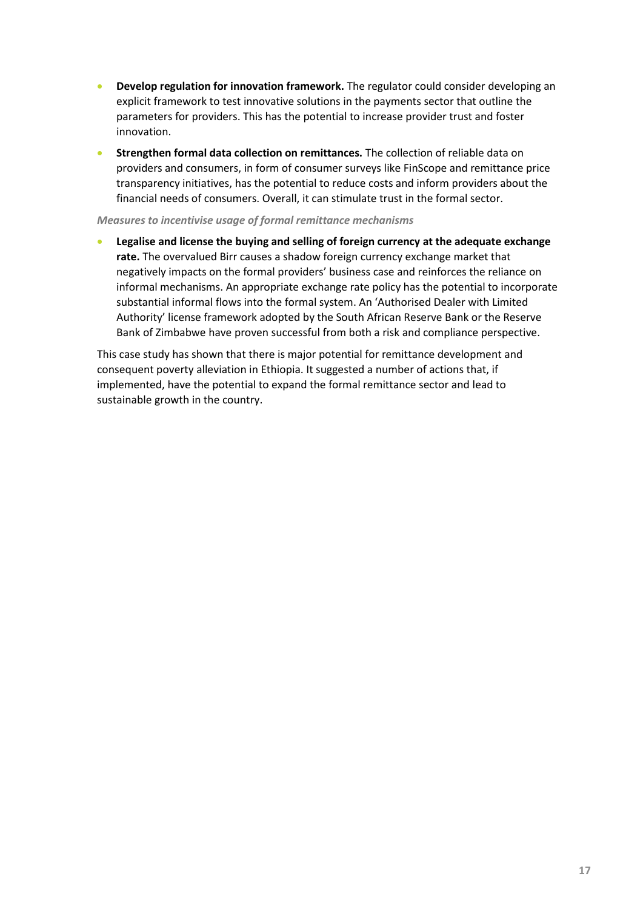- **Develop regulation for innovation framework.** The regulator could consider developing an explicit framework to test innovative solutions in the payments sector that outline the parameters for providers. This has the potential to increase provider trust and foster innovation.
- **Strengthen formal data collection on remittances.** The collection of reliable data on providers and consumers, in form of consumer surveys like FinScope and remittance price transparency initiatives, has the potential to reduce costs and inform providers about the financial needs of consumers. Overall, it can stimulate trust in the formal sector.

*Measures to incentivise usage of formal remittance mechanisms*

- **Legalise and license the buying and selling of foreign currency at the adequate exchange rate.** The overvalued Birr causes a shadow foreign currency exchange market that negatively impacts on the formal providers' business case and reinforces the reliance on informal mechanisms. An appropriate exchange rate policy has the potential to incorporate substantial informal flows into the formal system. An 'Authorised Dealer with Limited Authority' license framework adopted by the South African Reserve Bank or the Reserve Bank of Zimbabwe have proven successful from both a risk and compliance perspective.

This case study has shown that there is major potential for remittance development and consequent poverty alleviation in Ethiopia. It suggested a number of actions that, if implemented, have the potential to expand the formal remittance sector and lead to sustainable growth in the country.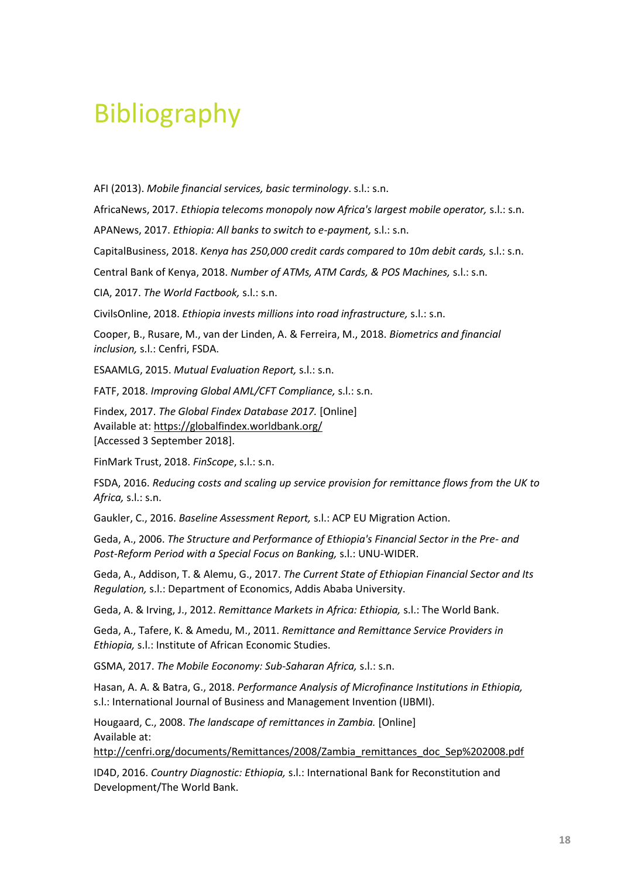# Bibliography

AFI (2013). *Mobile financial services, basic terminology*. s.l.: s.n.

AfricaNews, 2017. *Ethiopia telecoms monopoly now Africa's largest mobile operator,* s.l.: s.n.

APANews, 2017. *Ethiopia: All banks to switch to e-payment,* s.l.: s.n.

CapitalBusiness, 2018. *Kenya has 250,000 credit cards compared to 10m debit cards,* s.l.: s.n.

Central Bank of Kenya, 2018. *Number of ATMs, ATM Cards, & POS Machines,* s.l.: s.n.

CIA, 2017. *The World Factbook,* s.l.: s.n.

CivilsOnline, 2018. *Ethiopia invests millions into road infrastructure,* s.l.: s.n.

Cooper, B., Rusare, M., van der Linden, A. & Ferreira, M., 2018. *Biometrics and financial inclusion,* s.l.: Cenfri, FSDA.

ESAAMLG, 2015. *Mutual Evaluation Report,* s.l.: s.n.

FATF, 2018. *Improving Global AML/CFT Compliance,* s.l.: s.n.

Findex, 2017. *The Global Findex Database 2017.* [Online]
Available at: https://globalfindex.worldbank.org/
[Accessed 3 September 2018].

FinMark Trust, 2018. *FinScope*, s.l.: s.n.

FSDA, 2016. *Reducing costs and scaling up service provision for remittance flows from the UK to Africa,* s.l.: s.n.

Gaukler, C., 2016. *Baseline Assessment Report,* s.l.: ACP EU Migration Action.

Geda, A., 2006. *The Structure and Performance of Ethiopia's Financial Sector in the Pre- and Post-Reform Period with a Special Focus on Banking,* s.l.: UNU-WIDER.

Geda, A., Addison, T. & Alemu, G., 2017. *The Current State of Ethiopian Financial Sector and Its Regulation,* s.l.: Department of Economics, Addis Ababa University.

Geda, A. & Irving, J., 2012. *Remittance Markets in Africa: Ethiopia,* s.l.: The World Bank.

Geda, A., Tafere, K. & Amedu, M., 2011. *Remittance and Remittance Service Providers in Ethiopia,* s.l.: Institute of African Economic Studies.

GSMA, 2017. *The Mobile Eoconomy: Sub-Saharan Africa,* s.l.: s.n.

Hasan, A. A. & Batra, G., 2018. *Performance Analysis of Microfinance Institutions in Ethiopia,* s.l.: International Journal of Business and Management Invention (IJBMI).

Hougaard, C., 2008. *The landscape of remittances in Zambia.* [Online]
Available at:
http://cenfri.org/documents/Remittances/2008/Zambia_remittances_doc_Sep%202008.pdf

ID4D, 2016. *Country Diagnostic: Ethiopia,* s.l.: International Bank for Reconstitution and Development/The World Bank.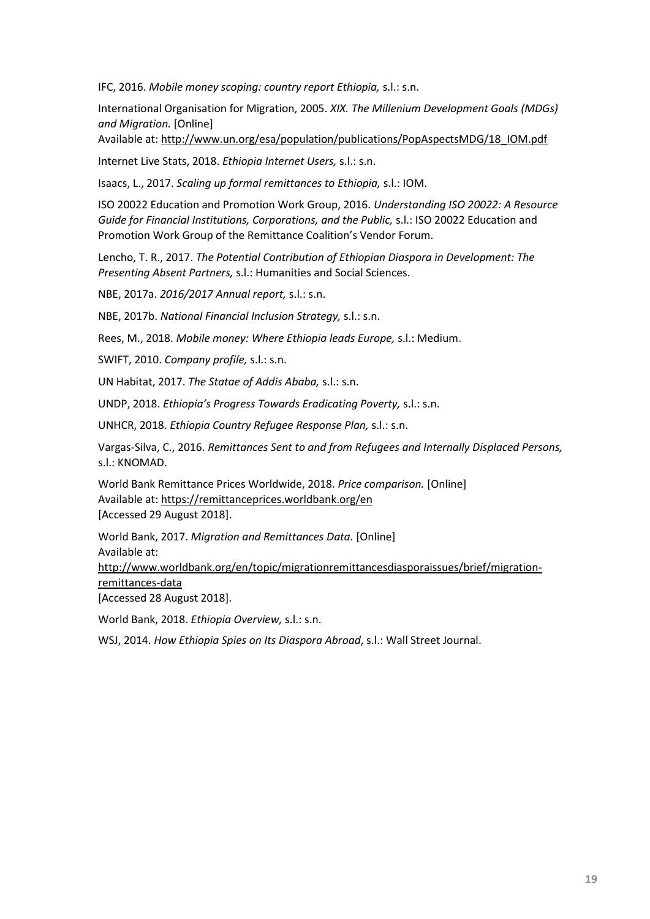IFC, 2016. *Mobile money scoping: country report Ethiopia,* s.l.: s.n.

International Organisation for Migration, 2005. *XIX. The Millenium Development Goals (MDGs) and Migration.* [Online]
Available at: http://www.un.org/esa/population/publications/PopAspectsMDG/18_IOM.pdf

Internet Live Stats, 2018. *Ethiopia Internet Users,* s.l.: s.n.

Isaacs, L., 2017. *Scaling up formal remittances to Ethiopia,* s.l.: IOM.

ISO 20022 Education and Promotion Work Group, 2016. *Understanding ISO 20022: A Resource Guide for Financial Institutions, Corporations, and the Public,* s.l.: ISO 20022 Education and Promotion Work Group of the Remittance Coalition's Vendor Forum.

Lencho, T. R., 2017. *The Potential Contribution of Ethiopian Diaspora in Development: The Presenting Absent Partners,* s.l.: Humanities and Social Sciences.

NBE, 2017a. *2016/2017 Annual report,* s.l.: s.n.

NBE, 2017b. *National Financial Inclusion Strategy,* s.l.: s.n.

Rees, M., 2018. *Mobile money: Where Ethiopia leads Europe,* s.l.: Medium.

SWIFT, 2010. *Company profile,* s.l.: s.n.

UN Habitat, 2017. *The Statae of Addis Ababa,* s.l.: s.n.

UNDP, 2018. *Ethiopia's Progress Towards Eradicating Poverty,* s.l.: s.n.

UNHCR, 2018. *Ethiopia Country Refugee Response Plan,* s.l.: s.n.

Vargas-Silva, C., 2016. *Remittances Sent to and from Refugees and Internally Displaced Persons,* s.l.: KNOMAD.

World Bank Remittance Prices Worldwide, 2018. *Price comparison.* [Online]
Available at: https://remittanceprices.worldbank.org/en
[Accessed 29 August 2018].

World Bank, 2017. *Migration and Remittances Data.* [Online]
Available at:
http://www.worldbank.org/en/topic/migrationremittancesdiasporaissues/brief/migration-remittances-data
[Accessed 28 August 2018].

World Bank, 2018. *Ethiopia Overview,* s.l.: s.n.

WSJ, 2014. *How Ethiopia Spies on Its Diaspora Abroad*, s.l.: Wall Street Journal.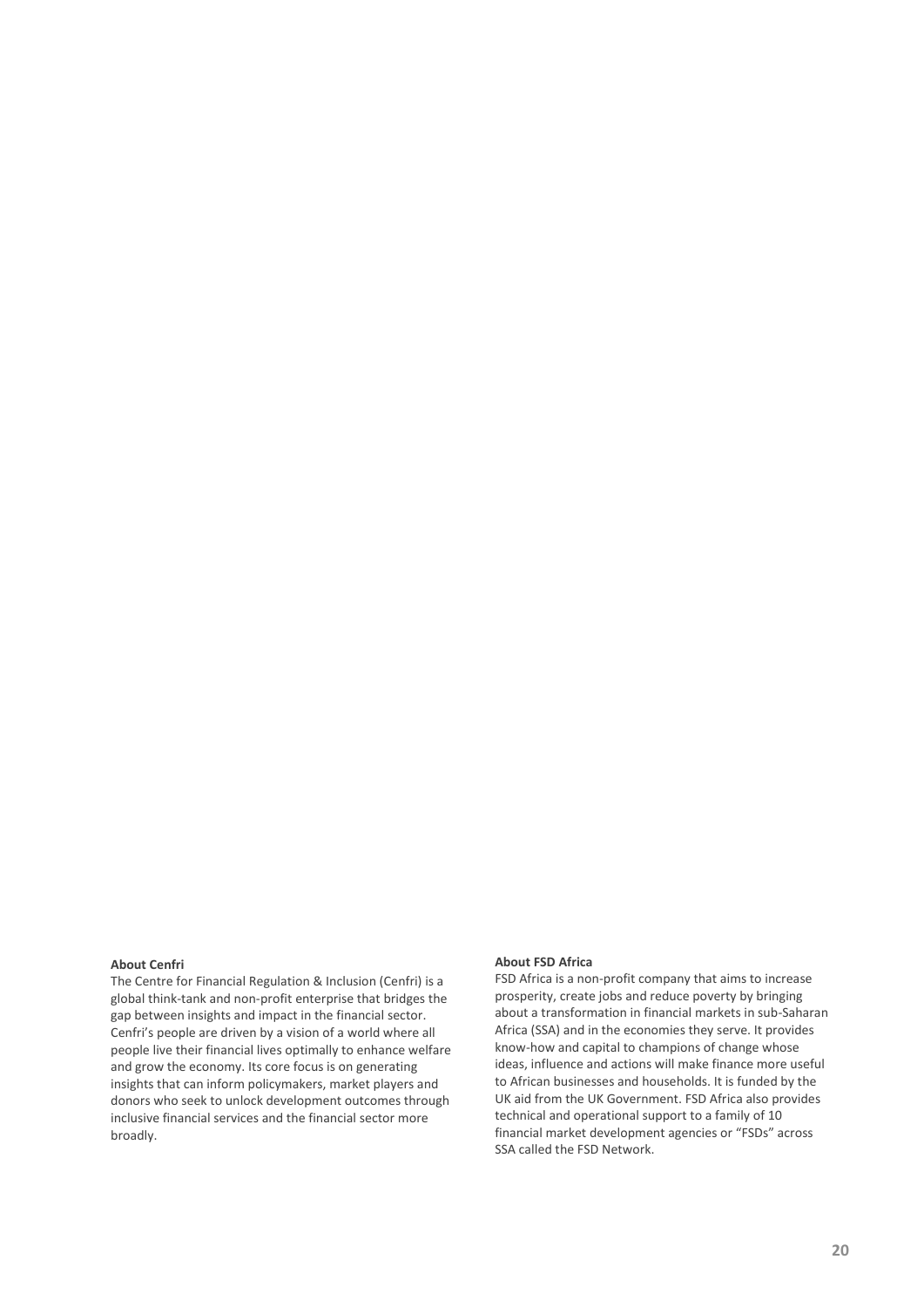**About Cenfri**

The Centre for Financial Regulation & Inclusion (Cenfri) is a global think-tank and non-profit enterprise that bridges the gap between insights and impact in the financial sector. Cenfri's people are driven by a vision of a world where all people live their financial lives optimally to enhance welfare and grow the economy. Its core focus is on generating insights that can inform policymakers, market players and donors who seek to unlock development outcomes through inclusive financial services and the financial sector more broadly.

**About FSD Africa**

FSD Africa is a non-profit company that aims to increase prosperity, create jobs and reduce poverty by bringing about a transformation in financial markets in sub-Saharan Africa (SSA) and in the economies they serve. It provides know-how and capital to champions of change whose ideas, influence and actions will make finance more useful to African businesses and households. It is funded by the UK aid from the UK Government. FSD Africa also provides technical and operational support to a family of 10 financial market development agencies or "FSDs" across SSA called the FSD Network.